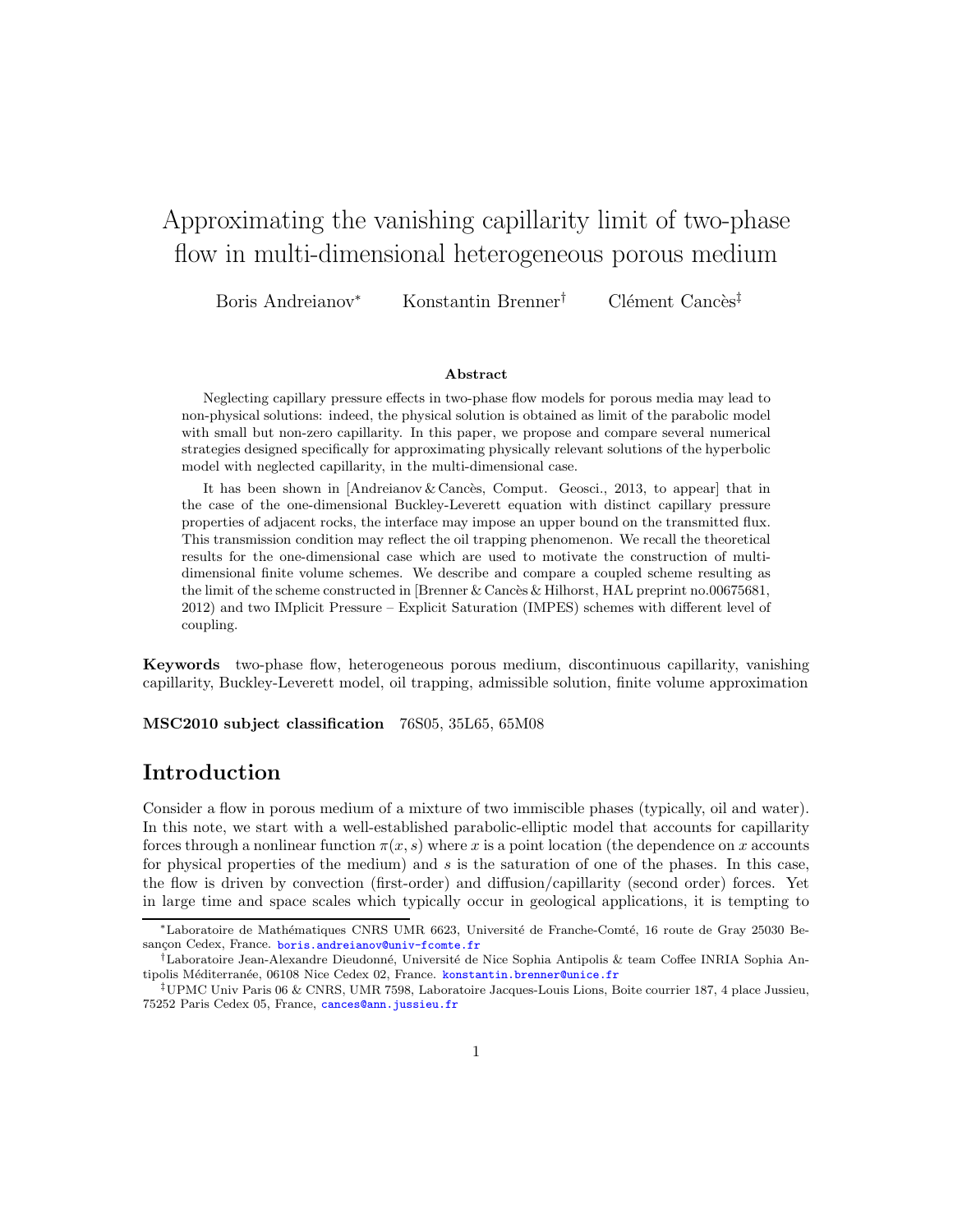# Approximating the vanishing capillarity limit of two-phase flow in multi-dimensional heterogeneous porous medium

Boris Andreianov[*] Konstantin Brenner[†] Clément Cancès[‡]

### Abstract

Neglecting capillary pressure effects in two-phase flow models for porous media may lead to non-physical solutions: indeed, the physical solution is obtained as limit of the parabolic model with small but non-zero capillarity. In this paper, we propose and compare several numerical strategies designed specifically for approximating physically relevant solutions of the hyperbolic model with neglected capillarity, in the multi-dimensional case.

It has been shown in [Andreianov & Cancès, Comput. Geosci., 2013, to appear] that in the case of the one-dimensional Buckley-Leverett equation with distinct capillary pressure properties of adjacent rocks, the interface may impose an upper bound on the transmitted flux. This transmission condition may reflect the oil trapping phenomenon. We recall the theoretical results for the one-dimensional case which are used to motivate the construction of multi-dimensional finite volume schemes. We describe and compare a coupled scheme resulting as the limit of the scheme constructed in [Brenner & Cancès & Hilhorst, HAL preprint no.00675681, 2012) and two IMplicit Pressure – Explicit Saturation (IMPES) schemes with different level of coupling.

**Keywords** two-phase flow, heterogeneous porous medium, discontinuous capillarity, vanishing capillarity, Buckley-Leverett model, oil trapping, admissible solution, finite volume approximation

**MSC2010 subject classification** 76S05, 35L65, 65M08

## Introduction

Consider a flow in porous medium of a mixture of two immiscible phases (typically, oil and water). In this note, we start with a well-established parabolic-elliptic model that accounts for capillarity forces through a nonlinear function $\pi(x, s)$ where $x$ is a point location (the dependence on $x$ accounts for physical properties of the medium) and $s$ is the saturation of one of the phases. In this case, the flow is driven by convection (first-order) and diffusion/capillarity (second order) forces. Yet in large time and space scales which typically occur in geological applications, it is tempting to

[*] Laboratoire de Mathématiques CNRS UMR 6623, Université de Franche-Comté, 16 route de Gray 25030 Besançon Cedex, France. boris.andreianov@univ-fcomte.fr

[†] Laboratoire Jean-Alexandre Dieudonné, Université de Nice Sophia Antipolis & team Coffee INRIA Sophia Antipolis Méditerranée, 06108 Nice Cedex 02, France. konstantin.brenner@unice.fr

[‡] UPMC Univ Paris 06 & CNRS, UMR 7598, Laboratoire Jacques-Louis Lions, Boite courrier 187, 4 place Jussieu, 75252 Paris Cedex 05, France, cances@ann.jussieu.fr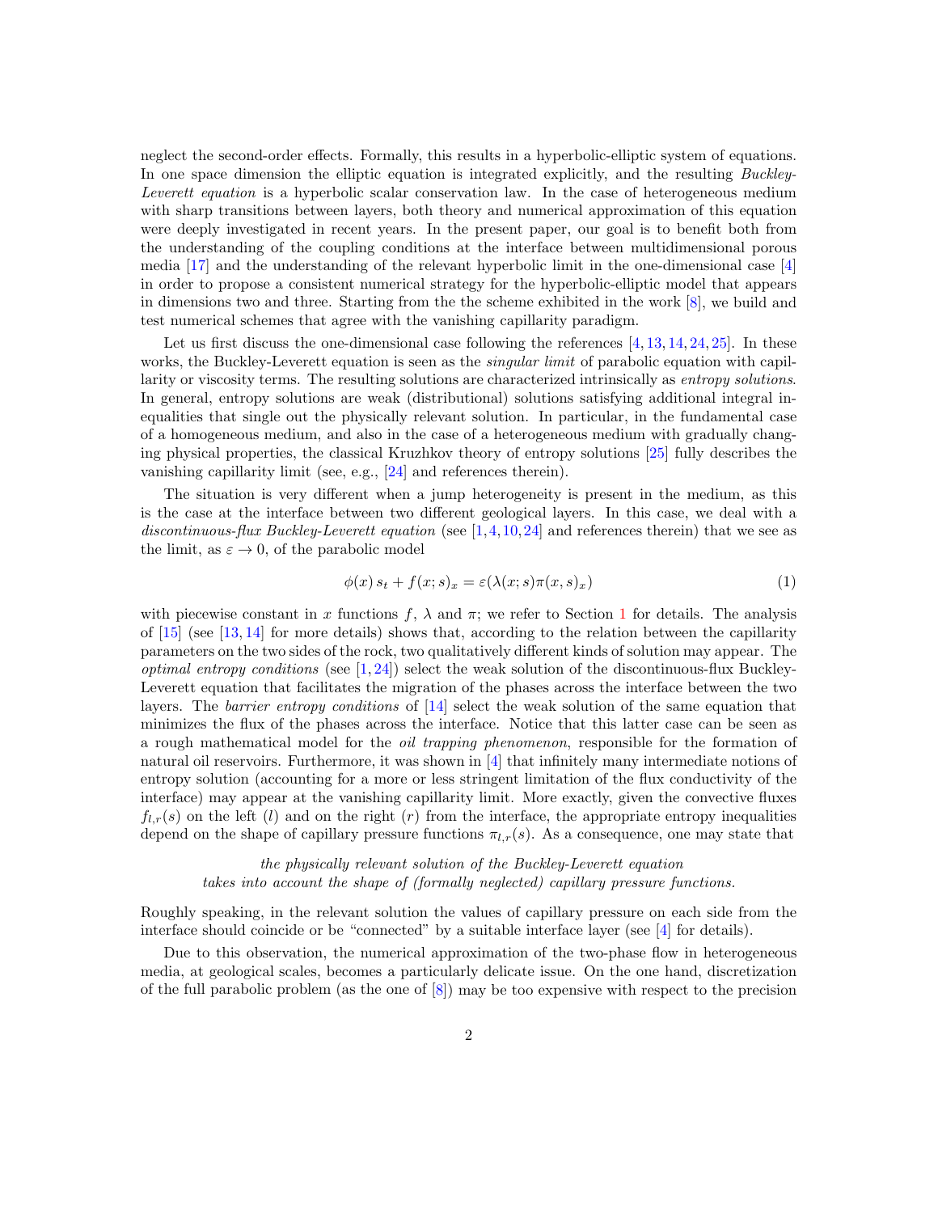neglect the second-order effects. Formally, this results in a hyperbolic-elliptic system of equations. In one space dimension the elliptic equation is integrated explicitly, and the resulting *Buckley-Leverett equation* is a hyperbolic scalar conservation law. In the case of heterogeneous medium with sharp transitions between layers, both theory and numerical approximation of this equation were deeply investigated in recent years. In the present paper, our goal is to benefit both from the understanding of the coupling conditions at the interface between multidimensional porous media [17] and the understanding of the relevant hyperbolic limit in the one-dimensional case [4] in order to propose a consistent numerical strategy for the hyperbolic-elliptic model that appears in dimensions two and three. Starting from the the scheme exhibited in the work [8], we build and test numerical schemes that agree with the vanishing capillarity paradigm.

Let us first discuss the one-dimensional case following the references [4, 13, 14, 24, 25]. In these works, the Buckley-Leverett equation is seen as the *singular limit* of parabolic equation with capillarity or viscosity terms. The resulting solutions are characterized intrinsically as *entropy solutions*. In general, entropy solutions are weak (distributional) solutions satisfying additional integral inequalities that single out the physically relevant solution. In particular, in the fundamental case of a homogeneous medium, and also in the case of a heterogeneous medium with gradually changing physical properties, the classical Kruzhkov theory of entropy solutions [25] fully describes the vanishing capillarity limit (see, e.g., [24] and references therein).

The situation is very different when a jump heterogeneity is present in the medium, as this is the case at the interface between two different geological layers. In this case, we deal with a *discontinuous-flux Buckley-Leverett equation* (see [1, 4, 10, 24] and references therein) that we see as the limit, as $\varepsilon \to 0$, of the parabolic model

$$\phi(x)\, s_t + f(x; s)_x = \varepsilon(\lambda(x; s)\pi(x, s)_x) \tag{1}$$

with piecewise constant in $x$ functions $f$, $\lambda$ and $\pi$; we refer to Section 1 for details. The analysis of [15] (see [13, 14] for more details) shows that, according to the relation between the capillarity parameters on the two sides of the rock, two qualitatively different kinds of solution may appear. The *optimal entropy conditions* (see [1, 24]) select the weak solution of the discontinuous-flux Buckley-Leverett equation that facilitates the migration of the phases across the interface between the two layers. The *barrier entropy conditions* of [14] select the weak solution of the same equation that minimizes the flux of the phases across the interface. Notice that this latter case can be seen as a rough mathematical model for the *oil trapping phenomenon*, responsible for the formation of natural oil reservoirs. Furthermore, it was shown in [4] that infinitely many intermediate notions of entropy solution (accounting for a more or less stringent limitation of the flux conductivity of the interface) may appear at the vanishing capillarity limit. More exactly, given the convective fluxes $f_{l,r}(s)$ on the left ($l$) and on the right ($r$) from the interface, the appropriate entropy inequalities depend on the shape of capillary pressure functions $\pi_{l,r}(s)$. As a consequence, one may state that

*the physically relevant solution of the Buckley-Leverett equation*
*takes into account the shape of (formally neglected) capillary pressure functions.*

Roughly speaking, in the relevant solution the values of capillary pressure on each side from the interface should coincide or be "connected" by a suitable interface layer (see [4] for details).

Due to this observation, the numerical approximation of the two-phase flow in heterogeneous media, at geological scales, becomes a particularly delicate issue. On the one hand, discretization of the full parabolic problem (as the one of [8]) may be too expensive with respect to the precision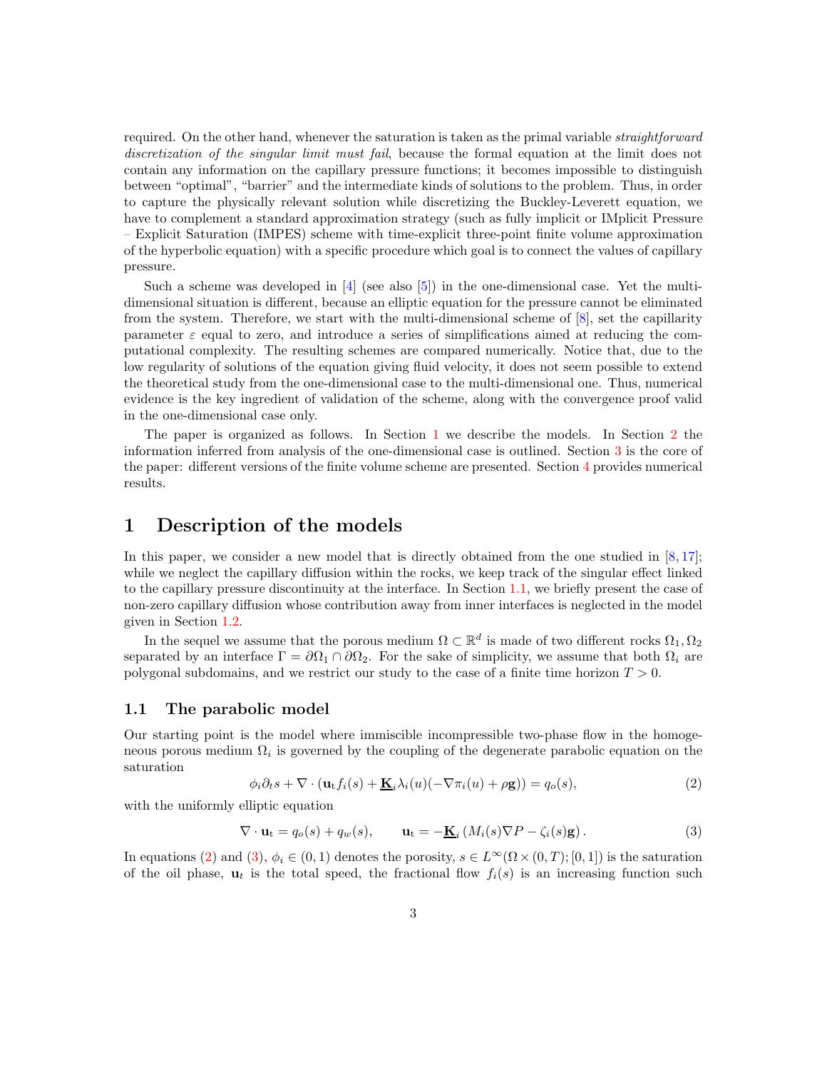required. On the other hand, whenever the saturation is taken as the primal variable *straightforward discretization of the singular limit must fail*, because the formal equation at the limit does not contain any information on the capillary pressure functions; it becomes impossible to distinguish between "optimal", "barrier" and the intermediate kinds of solutions to the problem. Thus, in order to capture the physically relevant solution while discretizing the Buckley-Leverett equation, we have to complement a standard approximation strategy (such as fully implicit or IMplicit Pressure – Explicit Saturation (IMPES) scheme with time-explicit three-point finite volume approximation of the hyperbolic equation) with a specific procedure which goal is to connect the values of capillary pressure.

Such a scheme was developed in [4] (see also [5]) in the one-dimensional case. Yet the multi-dimensional situation is different, because an elliptic equation for the pressure cannot be eliminated from the system. Therefore, we start with the multi-dimensional scheme of [8], set the capillarity parameter $\varepsilon$ equal to zero, and introduce a series of simplifications aimed at reducing the computational complexity. The resulting schemes are compared numerically. Notice that, due to the low regularity of solutions of the equation giving fluid velocity, it does not seem possible to extend the theoretical study from the one-dimensional case to the multi-dimensional one. Thus, numerical evidence is the key ingredient of validation of the scheme, along with the convergence proof valid in the one-dimensional case only.

The paper is organized as follows. In Section 1 we describe the models. In Section 2 the information inferred from analysis of the one-dimensional case is outlined. Section 3 is the core of the paper: different versions of the finite volume scheme are presented. Section 4 provides numerical results.

# 1 Description of the models

In this paper, we consider a new model that is directly obtained from the one studied in [8, 17]; while we neglect the capillary diffusion within the rocks, we keep track of the singular effect linked to the capillary pressure discontinuity at the interface. In Section 1.1, we briefly present the case of non-zero capillary diffusion whose contribution away from inner interfaces is neglected in the model given in Section 1.2.

In the sequel we assume that the porous medium $\Omega \subset \mathbb{R}^d$ is made of two different rocks $\Omega_1, \Omega_2$ separated by an interface $\Gamma = \partial\Omega_1 \cap \partial\Omega_2$. For the sake of simplicity, we assume that both $\Omega_i$ are polygonal subdomains, and we restrict our study to the case of a finite time horizon $T > 0$.

## 1.1 The parabolic model

Our starting point is the model where immiscible incompressible two-phase flow in the homogeneous porous medium $\Omega_i$ is governed by the coupling of the degenerate parabolic equation on the saturation

$$\phi_i \partial_t s + \nabla \cdot (\mathbf{u}_\mathrm{t} f_i(s) + \underline{\mathbf{K}}_i \lambda_i(u)(-\nabla \pi_i(u) + \rho \mathbf{g})) = q_o(s), \tag{2}$$

with the uniformly elliptic equation

$$\nabla \cdot \mathbf{u}_\mathrm{t} = q_o(s) + q_w(s), \qquad \mathbf{u}_\mathrm{t} = -\underline{\mathbf{K}}_i \left( M_i(s) \nabla P - \zeta_i(s) \mathbf{g} \right). \tag{3}$$

In equations (2) and (3), $\phi_i \in (0, 1)$ denotes the porosity, $s \in L^\infty(\Omega \times (0, T); [0, 1])$ is the saturation of the oil phase, $\mathbf{u}_t$ is the total speed, the fractional flow $f_i(s)$ is an increasing function such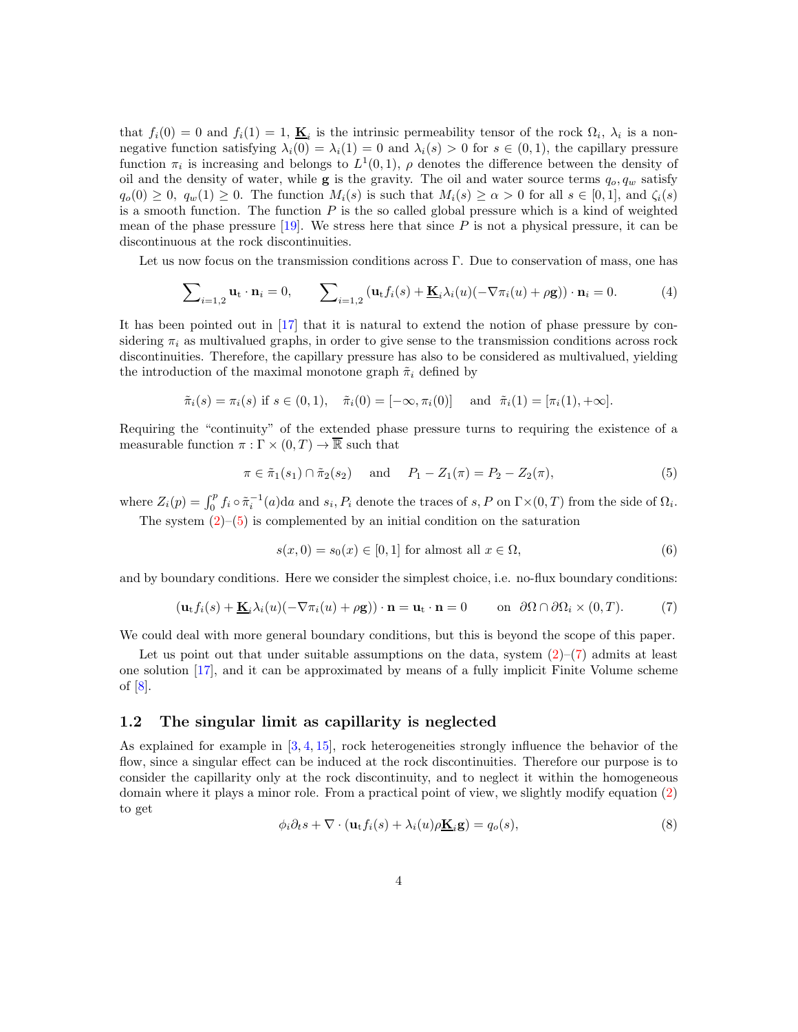that $f_i(0) = 0$ and $f_i(1) = 1$, $\underline{\mathbf{K}}_i$ is the intrinsic permeability tensor of the rock $\Omega_i$, $\lambda_i$ is a non-negative function satisfying $\lambda_i(0) = \lambda_i(1) = 0$ and $\lambda_i(s) > 0$ for $s \in (0,1)$, the capillary pressure function $\pi_i$ is increasing and belongs to $L^1(0,1)$, $\rho$ denotes the difference between the density of oil and the density of water, while $\mathbf{g}$ is the gravity. The oil and water source terms $q_o, q_w$ satisfy $q_o(0) \geq 0$, $q_w(1) \geq 0$. The function $M_i(s)$ is such that $M_i(s) \geq \alpha > 0$ for all $s \in [0,1]$, and $\zeta_i(s)$ is a smooth function. The function $P$ is the so called global pressure which is a kind of weighted mean of the phase pressure [19]. We stress here that since $P$ is not a physical pressure, it can be discontinuous at the rock discontinuities.

Let us now focus on the transmission conditions across $\Gamma$. Due to conservation of mass, one has

$$\sum_{i=1,2} \mathbf{u}_{\mathrm{t}} \cdot \mathbf{n}_i = 0, \qquad \sum_{i=1,2} \left(\mathbf{u}_{\mathrm{t}} f_i(s) + \underline{\mathbf{K}}_i \lambda_i(u)(-\nabla \pi_i(u) + \rho \mathbf{g})\right) \cdot \mathbf{n}_i = 0. \tag{4}$$

It has been pointed out in [17] that it is natural to extend the notion of phase pressure by considering $\pi_i$ as multivalued graphs, in order to give sense to the transmission conditions across rock discontinuities. Therefore, the capillary pressure has also to be considered as multivalued, yielding the introduction of the maximal monotone graph $\tilde{\pi}_i$ defined by

$$\tilde{\pi}_i(s) = \pi_i(s) \text{ if } s \in (0,1), \quad \tilde{\pi}_i(0) = [-\infty, \pi_i(0)] \quad \text{ and } \quad \tilde{\pi}_i(1) = [\pi_i(1), +\infty].$$

Requiring the "continuity" of the extended phase pressure turns to requiring the existence of a measurable function $\pi : \Gamma \times (0,T) \to \overline{\mathbb{R}}$ such that

$$\pi \in \tilde{\pi}_1(s_1) \cap \tilde{\pi}_2(s_2) \quad \text{ and } \quad P_1 - Z_1(\pi) = P_2 - Z_2(\pi), \tag{5}$$

where $Z_i(p) = \int_0^p f_i \circ \tilde{\pi}_i^{-1}(a) \mathrm{d}a$ and $s_i, P_i$ denote the traces of $s, P$ on $\Gamma \times (0,T)$ from the side of $\Omega_i$.

The system (2)–(5) is complemented by an initial condition on the saturation

$$s(x,0) = s_0(x) \in [0,1] \text{ for almost all } x \in \Omega, \tag{6}$$

and by boundary conditions. Here we consider the simplest choice, i.e. no-flux boundary conditions:

$$\left(\mathbf{u}_{\mathrm{t}} f_i(s) + \underline{\mathbf{K}}_i \lambda_i(u)(-\nabla \pi_i(u) + \rho \mathbf{g})\right) \cdot \mathbf{n} = \mathbf{u}_{\mathrm{t}} \cdot \mathbf{n} = 0 \qquad \text{on } \partial\Omega \cap \partial\Omega_i \times (0,T). \tag{7}$$

We could deal with more general boundary conditions, but this is beyond the scope of this paper.

Let us point out that under suitable assumptions on the data, system (2)–(7) admits at least one solution [17], and it can be approximated by means of a fully implicit Finite Volume scheme of [8].

### 1.2 The singular limit as capillarity is neglected

As explained for example in [3, 4, 15], rock heterogeneities strongly influence the behavior of the flow, since a singular effect can be induced at the rock discontinuities. Therefore our purpose is to consider the capillarity only at the rock discontinuity, and to neglect it within the homogeneous domain where it plays a minor role. From a practical point of view, we slightly modify equation (2) to get

$$\phi_i \partial_t s + \nabla \cdot \left(\mathbf{u}_{\mathrm{t}} f_i(s) + \lambda_i(u) \rho \underline{\mathbf{K}}_i \mathbf{g}\right) = q_o(s), \tag{8}$$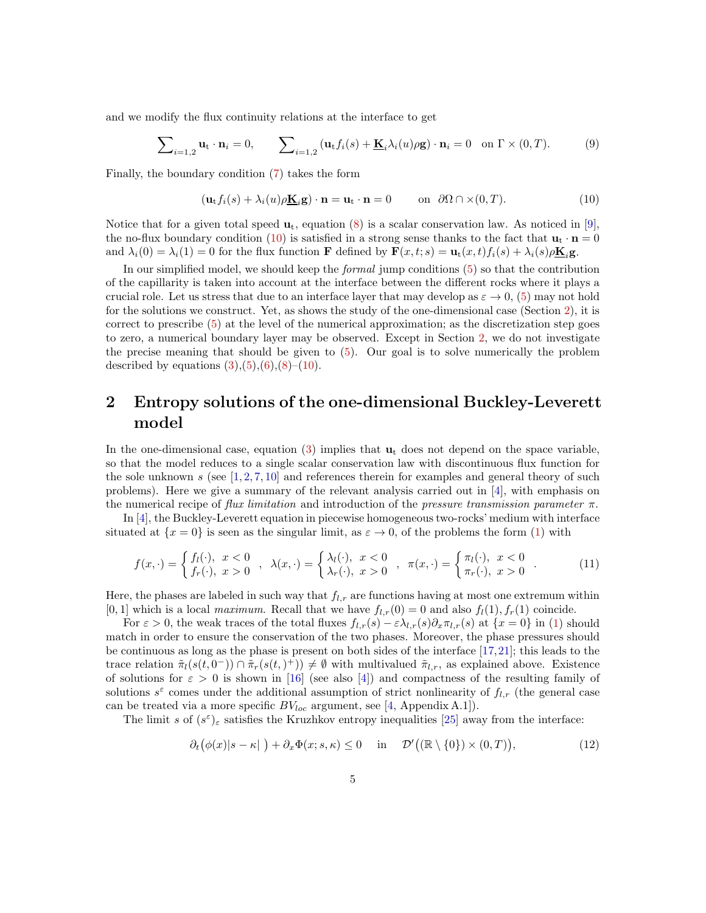and we modify the flux continuity relations at the interface to get

$$\sum_{i=1,2} \mathbf{u}_\mathrm{t} \cdot \mathbf{n}_i = 0, \qquad \sum_{i=1,2} \left(\mathbf{u}_\mathrm{t} f_i(s) + \underline{\mathbf{K}}_i \lambda_i(u) \rho \mathbf{g}\right) \cdot \mathbf{n}_i = 0 \quad \text{on } \Gamma \times (0,T). \tag{9}$$

Finally, the boundary condition (7) takes the form

$$(\mathbf{u}_\mathrm{t} f_i(s) + \lambda_i(u) \rho \underline{\mathbf{K}}_i \mathbf{g}) \cdot \mathbf{n} = \mathbf{u}_\mathrm{t} \cdot \mathbf{n} = 0 \qquad \text{on } \partial\Omega \cap \times (0,T). \tag{10}$$

Notice that for a given total speed $\mathbf{u}_\mathrm{t}$, equation (8) is a scalar conservation law. As noticed in [9], the no-flux boundary condition (10) is satisfied in a strong sense thanks to the fact that $\mathbf{u}_\mathrm{t} \cdot \mathbf{n} = 0$ and $\lambda_i(0) = \lambda_i(1) = 0$ for the flux function $\mathbf{F}$ defined by $\mathbf{F}(x,t;s) = \mathbf{u}_\mathrm{t}(x,t) f_i(s) + \lambda_i(s) \rho \underline{\mathbf{K}}_i \mathbf{g}$.

In our simplified model, we should keep the *formal* jump conditions (5) so that the contribution of the capillarity is taken into account at the interface between the different rocks where it plays a crucial role. Let us stress that due to an interface layer that may develop as $\varepsilon \to 0$, (5) may not hold for the solutions we construct. Yet, as shows the study of the one-dimensional case (Section 2), it is correct to prescribe (5) at the level of the numerical approximation; as the discretization step goes to zero, a numerical boundary layer may be observed. Except in Section 2, we do not investigate the precise meaning that should be given to (5). Our goal is to solve numerically the problem described by equations (3),(5),(6),(8)–(10).

## 2 Entropy solutions of the one-dimensional Buckley-Leverett model

In the one-dimensional case, equation (3) implies that $\mathbf{u}_\mathrm{t}$ does not depend on the space variable, so that the model reduces to a single scalar conservation law with discontinuous flux function for the sole unknown $s$ (see [1, 2, 7, 10] and references therein for examples and general theory of such problems). Here we give a summary of the relevant analysis carried out in [4], with emphasis on the numerical recipe of *flux limitation* and introduction of the *pressure transmission parameter* $\pi$.

In [4], the Buckley-Leverett equation in piecewise homogeneous two-rocks' medium with interface situated at $\{x = 0\}$ is seen as the singular limit, as $\varepsilon \to 0$, of the problems the form (1) with

$$f(x,\cdot) = \begin{cases} f_l(\cdot), & x < 0 \\ f_r(\cdot), & x > 0 \end{cases}, \quad \lambda(x,\cdot) = \begin{cases} \lambda_l(\cdot), & x < 0 \\ \lambda_r(\cdot), & x > 0 \end{cases}, \quad \pi(x,\cdot) = \begin{cases} \pi_l(\cdot), & x < 0 \\ \pi_r(\cdot), & x > 0 \end{cases}. \tag{11}$$

Here, the phases are labeled in such way that $f_{l,r}$ are functions having at most one extremum within $[0,1]$ which is a local *maximum*. Recall that we have $f_{l,r}(0) = 0$ and also $f_l(1), f_r(1)$ coincide.

For $\varepsilon > 0$, the weak traces of the total fluxes $f_{l,r}(s) - \varepsilon \lambda_{l,r}(s) \partial_x \pi_{l,r}(s)$ at $\{x = 0\}$ in (1) should match in order to ensure the conservation of the two phases. Moreover, the phase pressures should be continuous as long as the phase is present on both sides of the interface [17, 21]; this leads to the trace relation $\tilde{\pi}_l(s(t,0^-)) \cap \tilde{\pi}_r(s(t,)^+)) \neq \emptyset$ with multivalued $\tilde{\pi}_{l,r}$, as explained above. Existence of solutions for $\varepsilon > 0$ is shown in [16] (see also [4]) and compactness of the resulting family of solutions $s^\varepsilon$ comes under the additional assumption of strict nonlinearity of $f_{l,r}$ (the general case can be treated via a more specific $BV_{loc}$ argument, see [4, Appendix A.1]).

The limit $s$ of $(s^\varepsilon)_\varepsilon$ satisfies the Kruzhkov entropy inequalities [25] away from the interface:

$$\partial_t\big(\phi(x)|s - \kappa|\,\big) + \partial_x \Phi(x; s, \kappa) \leq 0 \quad \text{in} \quad \mathcal{D}'\big((\mathbb{R} \setminus \{0\}) \times (0,T)\big), \tag{12}$$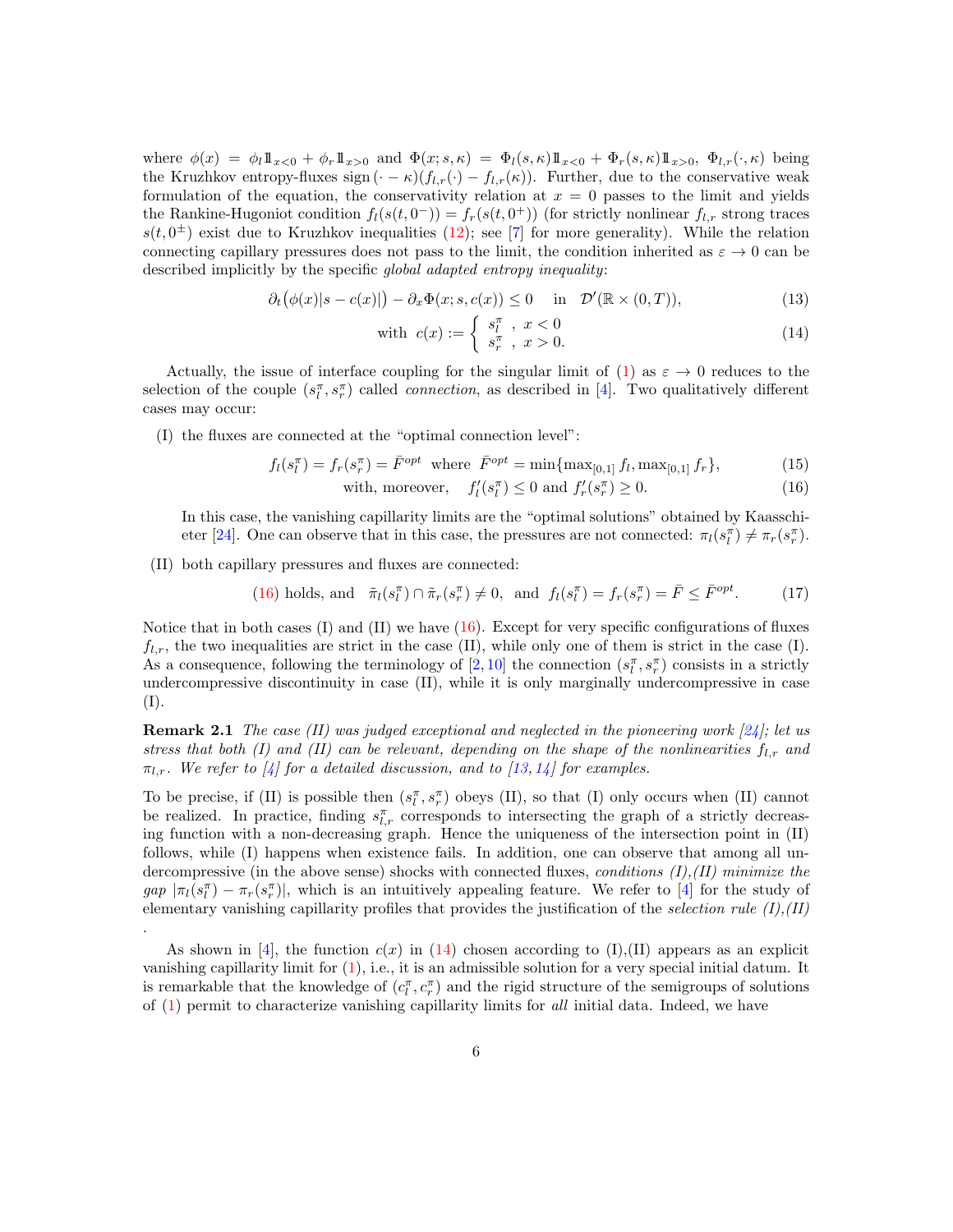where $\phi(x) = \phi_l 1\!\!1_{x<0} + \phi_r 1\!\!1_{x>0}$ and $\Phi(x; s, \kappa) = \Phi_l(s, \kappa) 1\!\!1_{x<0} + \Phi_r(s, \kappa) 1\!\!1_{x>0}$, $\Phi_{l,r}(\cdot, \kappa)$ being the Kruzhkov entropy-fluxes $\operatorname{sign}(\cdot - \kappa)(f_{l,r}(\cdot) - f_{l,r}(\kappa))$. Further, due to the conservative weak formulation of the equation, the conservativity relation at $x = 0$ passes to the limit and yields the Rankine-Hugoniot condition $f_l(s(t, 0^-)) = f_r(s(t, 0^+))$ (for strictly nonlinear $f_{l,r}$ strong traces $s(t, 0^\pm)$ exist due to Kruzhkov inequalities (12); see [7] for more generality). While the relation connecting capillary pressures does not pass to the limit, the condition inherited as $\varepsilon \to 0$ can be described implicitly by the specific *global adapted entropy inequality*:

$$\partial_t\big(\phi(x)|s - c(x)|\big) - \partial_x \Phi(x; s, c(x)) \leq 0 \quad \text{in} \quad \mathcal{D}'(\mathbb{R} \times (0, T)), \tag{13}$$

$$\text{with } \ c(x) := \begin{cases} s_l^\pi & , \ x < 0 \\ s_r^\pi & , \ x > 0. \end{cases} \tag{14}$$

Actually, the issue of interface coupling for the singular limit of (1) as $\varepsilon \to 0$ reduces to the selection of the couple $(s_l^\pi, s_r^\pi)$ called *connection*, as described in [4]. Two qualitatively different cases may occur:

(I) the fluxes are connected at the "optimal connection level":

$$f_l(s_l^\pi) = f_r(s_r^\pi) = \bar{F}^{opt} \ \text{ where } \ \bar{F}^{opt} = \min\{\max_{[0,1]} f_l, \max_{[0,1]} f_r\}, \tag{15}$$

$$\text{with, moreover,} \quad f_l'(s_l^\pi) \leq 0 \text{ and } f_r'(s_r^\pi) \geq 0. \tag{16}$$

In this case, the vanishing capillarity limits are the "optimal solutions" obtained by Kaasschieter [24]. One can observe that in this case, the pressures are not connected: $\pi_l(s_l^\pi) \neq \pi_r(s_r^\pi)$.

(II) both capillary pressures and fluxes are connected:

$$(16) \text{ holds, and } \ \tilde{\pi}_l(s_l^\pi) \cap \tilde{\pi}_r(s_r^\pi) \neq 0, \ \text{ and } \ f_l(s_l^\pi) = f_r(s_r^\pi) = \bar{F} \leq \bar{F}^{opt}. \tag{17}$$

Notice that in both cases (I) and (II) we have (16). Except for very specific configurations of fluxes $f_{l,r}$, the two inequalities are strict in the case (II), while only one of them is strict in the case (I). As a consequence, following the terminology of [2, 10] the connection $(s_l^\pi, s_r^\pi)$ consists in a strictly undercompressive discontinuity in case (II), while it is only marginally undercompressive in case (I).

**Remark 2.1** *The case (II) was judged exceptional and neglected in the pioneering work [24]; let us stress that both (I) and (II) can be relevant, depending on the shape of the nonlinearities $f_{l,r}$ and $\pi_{l,r}$. We refer to [4] for a detailed discussion, and to [13, 14] for examples.*

To be precise, if (II) is possible then $(s_l^\pi, s_r^\pi)$ obeys (II), so that (I) only occurs when (II) cannot be realized. In practice, finding $s_{l,r}^\pi$ corresponds to intersecting the graph of a strictly decreasing function with a non-decreasing graph. Hence the uniqueness of the intersection point in (II) follows, while (I) happens when existence fails. In addition, one can observe that among all undercompressive (in the above sense) shocks with connected fluxes, *conditions (I),(II) minimize the gap* $|\pi_l(s_l^\pi) - \pi_r(s_r^\pi)|$, which is an intuitively appealing feature. We refer to [4] for the study of elementary vanishing capillarity profiles that provides the justification of the *selection rule (I),(II)* .

As shown in [4], the function $c(x)$ in (14) chosen according to (I),(II) appears as an explicit vanishing capillarity limit for (1), i.e., it is an admissible solution for a very special initial datum. It is remarkable that the knowledge of $(c_l^\pi, c_r^\pi)$ and the rigid structure of the semigroups of solutions of (1) permit to characterize vanishing capillarity limits for *all* initial data. Indeed, we have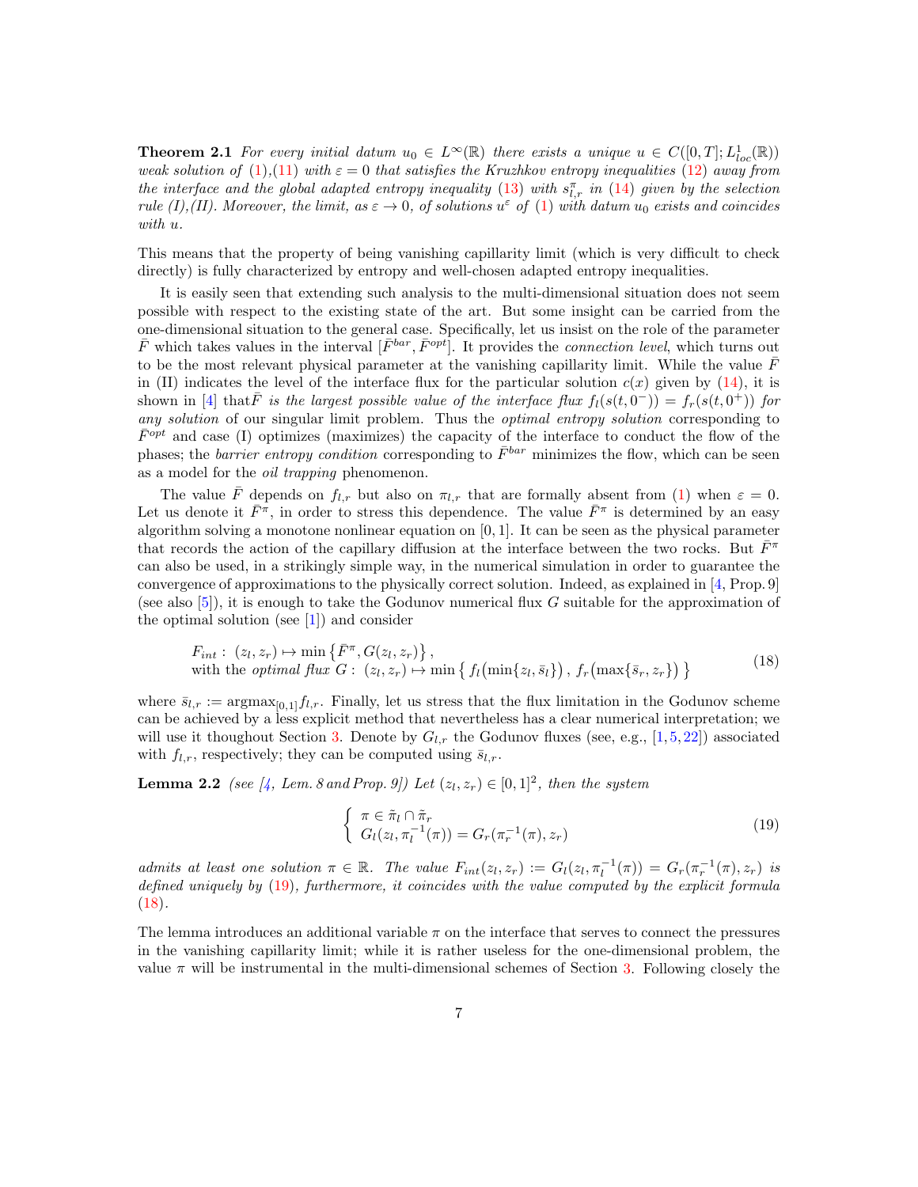**Theorem 2.1** *For every initial datum $u_0 \in L^\infty(\mathbb{R})$ there exists a unique $u \in C([0,T]; L^1_{loc}(\mathbb{R}))$ weak solution of (1),(11) with $\varepsilon = 0$ that satisfies the Kruzhkov entropy inequalities (12) away from the interface and the global adapted entropy inequality (13) with $s^\pi_{l,r}$ in (14) given by the selection rule (I),(II). Moreover, the limit, as $\varepsilon \to 0$, of solutions $u^\varepsilon$ of (1) with datum $u_0$ exists and coincides with $u$.*

This means that the property of being vanishing capillarity limit (which is very difficult to check directly) is fully characterized by entropy and well-chosen adapted entropy inequalities.

It is easily seen that extending such analysis to the multi-dimensional situation does not seem possible with respect to the existing state of the art. But some insight can be carried from the one-dimensional situation to the general case. Specifically, let us insist on the role of the parameter $\bar{F}$ which takes values in the interval $[\bar{F}^{bar}, \bar{F}^{opt}]$. It provides the *connection level*, which turns out to be the most relevant physical parameter at the vanishing capillarity limit. While the value $\bar{F}$ in (II) indicates the level of the interface flux for the particular solution $c(x)$ given by (14), it is shown in [4] that $\bar{F}$ *is the largest possible value of the interface flux $f_l(s(t,0^-)) = f_r(s(t,0^+))$ for any solution* of our singular limit problem. Thus the *optimal entropy solution* corresponding to $\bar{F}^{opt}$ and case (I) optimizes (maximizes) the capacity of the interface to conduct the flow of the phases; the *barrier entropy condition* corresponding to $\bar{F}^{bar}$ minimizes the flow, which can be seen as a model for the *oil trapping* phenomenon.

The value $\bar{F}$ depends on $f_{l,r}$ but also on $\pi_{l,r}$ that are formally absent from (1) when $\varepsilon = 0$. Let us denote it $\bar{F}^\pi$, in order to stress this dependence. The value $\bar{F}^\pi$ is determined by an easy algorithm solving a monotone nonlinear equation on $[0,1]$. It can be seen as the physical parameter that records the action of the capillary diffusion at the interface between the two rocks. But $\bar{F}^\pi$ can also be used, in a strikingly simple way, in the numerical simulation in order to guarantee the convergence of approximations to the physically correct solution. Indeed, as explained in [4, Prop. 9] (see also [5]), it is enough to take the Godunov numerical flux $G$ suitable for the approximation of the optimal solution (see [1]) and consider

$$
\begin{aligned}
&F_{int}: \ (z_l, z_r) \mapsto \min\left\{\bar{F}^\pi, G(z_l, z_r)\right\}, \\
&\text{with the } \textit{optimal flux } G: \ (z_l, z_r) \mapsto \min\left\{ f_l\big(\min\{z_l, \bar{s}_l\}\big),\ f_r\big(\max\{\bar{s}_r, z_r\}\big) \right\}
\end{aligned}
\tag{18}
$$

where $\bar{s}_{l,r} := \text{argmax}_{[0,1]} f_{l,r}$. Finally, let us stress that the flux limitation in the Godunov scheme can be achieved by a less explicit method that nevertheless has a clear numerical interpretation; we will use it thoughout Section 3. Denote by $G_{l,r}$ the Godunov fluxes (see, e.g., [1,5,22]) associated with $f_{l,r}$, respectively; they can be computed using $\bar{s}_{l,r}$.

**Lemma 2.2** *(see [4, Lem. 8 and Prop. 9]) Let $(z_l, z_r) \in [0,1]^2$, then the system*

$$
\left\{
\begin{array}{l}
\pi \in \tilde{\pi}_l \cap \tilde{\pi}_r \\
G_l(z_l, \pi_l^{-1}(\pi)) = G_r(\pi_r^{-1}(\pi), z_r)
\end{array}
\right.
\tag{19}
$$

*admits at least one solution $\pi \in \mathbb{R}$. The value $F_{int}(z_l, z_r) := G_l(z_l, \pi_l^{-1}(\pi)) = G_r(\pi_r^{-1}(\pi), z_r)$ is defined uniquely by (19), furthermore, it coincides with the value computed by the explicit formula (18).*

The lemma introduces an additional variable $\pi$ on the interface that serves to connect the pressures in the vanishing capillarity limit; while it is rather useless for the one-dimensional problem, the value $\pi$ will be instrumental in the multi-dimensional schemes of Section 3. Following closely the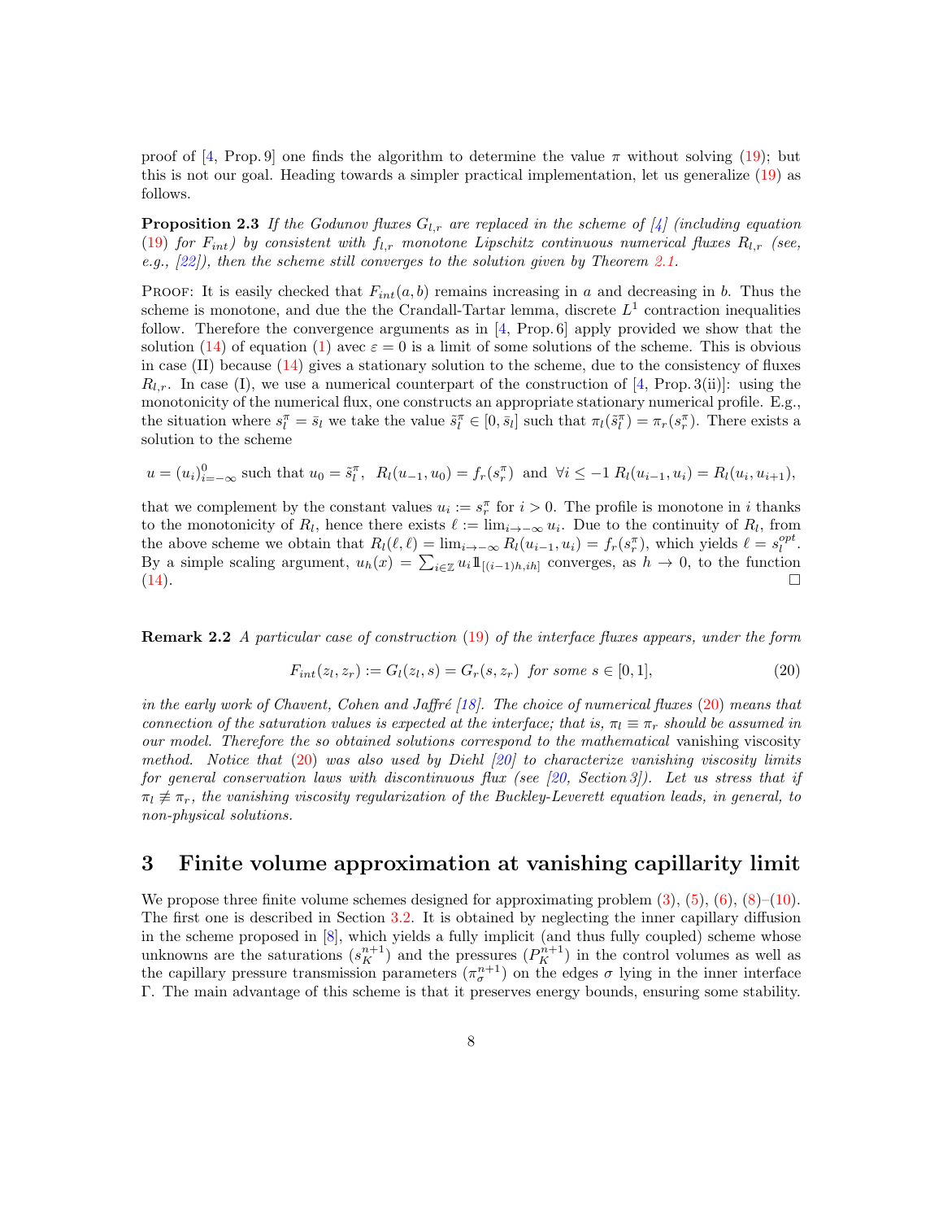proof of [4, Prop. 9] one finds the algorithm to determine the value $\pi$ without solving (19); but this is not our goal. Heading towards a simpler practical implementation, let us generalize (19) as follows.

**Proposition 2.3** *If the Godunov fluxes $G_{l,r}$ are replaced in the scheme of [4] (including equation (19) for $F_{int}$) by consistent with $f_{l,r}$ monotone Lipschitz continuous numerical fluxes $R_{l,r}$ (see, e.g., [22]), then the scheme still converges to the solution given by Theorem 2.1.*

Proof: It is easily checked that $F_{int}(a, b)$ remains increasing in $a$ and decreasing in $b$. Thus the scheme is monotone, and due the the Crandall-Tartar lemma, discrete $L^1$ contraction inequalities follow. Therefore the convergence arguments as in [4, Prop. 6] apply provided we show that the solution (14) of equation (1) avec $\varepsilon = 0$ is a limit of some solutions of the scheme. This is obvious in case (II) because (14) gives a stationary solution to the scheme, due to the consistency of fluxes $R_{l,r}$. In case (I), we use a numerical counterpart of the construction of [4, Prop. 3(ii)]: using the monotonicity of the numerical flux, one constructs an appropriate stationary numerical profile. E.g., the situation where $s^\pi_l = \bar{s}_l$ we take the value $\tilde{s}^\pi_l \in [0, \bar{s}_l]$ such that $\pi_l(\tilde{s}^\pi_l) = \pi_r(s^\pi_r)$. There exists a solution to the scheme

$$u = (u_i)_{i=-\infty}^{0} \text{ such that } u_0 = \tilde{s}^\pi_l, \;\; R_l(u_{-1}, u_0) = f_r(s^\pi_r) \;\text{ and }\; \forall i \le -1 \; R_l(u_{i-1}, u_i) = R_l(u_i, u_{i+1}),$$

that we complement by the constant values $u_i := s^\pi_r$ for $i > 0$. The profile is monotone in $i$ thanks to the monotonicity of $R_l$, hence there exists $\ell := \lim_{i \to -\infty} u_i$. Due to the continuity of $R_l$, from the above scheme we obtain that $R_l(\ell, \ell) = \lim_{i \to -\infty} R_l(u_{i-1}, u_i) = f_r(s^\pi_r)$, which yields $\ell = s^{opt}_l$. By a simple scaling argument, $u_h(x) = \sum_{i \in \mathbb{Z}} u_i \mathbb{1}_{[(i-1)h, ih]}$ converges, as $h \to 0$, to the function (14). □

**Remark 2.2** *A particular case of construction (19) of the interface fluxes appears, under the form*

$$F_{int}(z_l, z_r) := G_l(z_l, s) = G_r(s, z_r) \;\text{ for some } s \in [0, 1], \tag{20}$$

*in the early work of Chavent, Cohen and Jaffré [18]. The choice of numerical fluxes (20) means that connection of the saturation values is expected at the interface; that is, $\pi_l \equiv \pi_r$ should be assumed in our model. Therefore the so obtained solutions correspond to the mathematical* vanishing viscosity *method. Notice that (20) was also used by Diehl [20] to characterize vanishing viscosity limits for general conservation laws with discontinuous flux (see [20, Section 3]). Let us stress that if $\pi_l \not\equiv \pi_r$, the vanishing viscosity regularization of the Buckley-Leverett equation leads, in general, to non-physical solutions.*

# 3 Finite volume approximation at vanishing capillarity limit

We propose three finite volume schemes designed for approximating problem (3), (5), (6), (8)–(10). The first one is described in Section 3.2. It is obtained by neglecting the inner capillary diffusion in the scheme proposed in [8], which yields a fully implicit (and thus fully coupled) scheme whose unknowns are the saturations $(s^{n+1}_K)$ and the pressures $(P^{n+1}_K)$ in the control volumes as well as the capillary pressure transmission parameters $(\pi^{n+1}_\sigma)$ on the edges $\sigma$ lying in the inner interface $\Gamma$. The main advantage of this scheme is that it preserves energy bounds, ensuring some stability.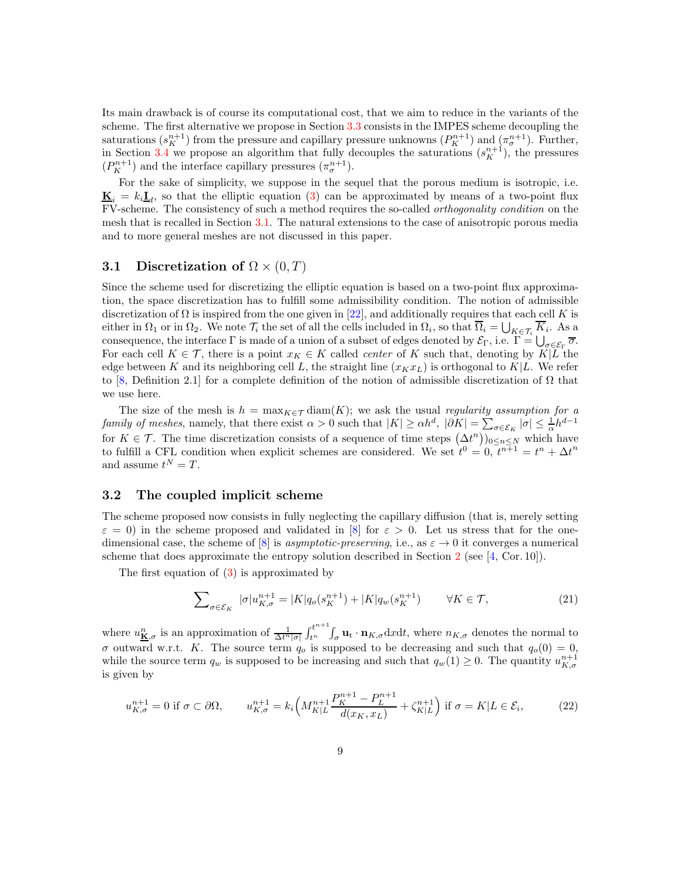Its main drawback is of course its computational cost, that we aim to reduce in the variants of the scheme. The first alternative we propose in Section 3.3 consists in the IMPES scheme decoupling the saturations $(s_K^{n+1})$ from the pressure and capillary pressure unknowns $(P_K^{n+1})$ and $(\pi_\sigma^{n+1})$. Further, in Section 3.4 we propose an algorithm that fully decouples the saturations $(s_K^{n+1})$, the pressures $(P_K^{n+1})$ and the interface capillary pressures $(\pi_\sigma^{n+1})$.

For the sake of simplicity, we suppose in the sequel that the porous medium is isotropic, i.e. $\underline{\mathbf{K}}_i = k_i \underline{\mathbf{I}}_d$, so that the elliptic equation (3) can be approximated by means of a two-point flux FV-scheme. The consistency of such a method requires the so-called *orthogonality condition* on the mesh that is recalled in Section 3.1. The natural extensions to the case of anisotropic porous media and to more general meshes are not discussed in this paper.

### 3.1 Discretization of $\Omega \times (0, T)$

Since the scheme used for discretizing the elliptic equation is based on a two-point flux approximation, the space discretization has to fulfill some admissibility condition. The notion of admissible discretization of $\Omega$ is inspired from the one given in [22], and additionally requires that each cell $K$ is either in $\Omega_1$ or in $\Omega_2$. We note $\mathcal{T}_i$ the set of all the cells included in $\Omega_i$, so that $\overline{\Omega}_i = \bigcup_{K \in \mathcal{T}_i} \overline{K}_i$. As a consequence, the interface $\Gamma$ is made of a union of a subset of edges denoted by $\mathcal{E}_\Gamma$, i.e. $\Gamma = \bigcup_{\sigma \in \mathcal{E}_\Gamma} \overline{\sigma}$. For each cell $K \in \mathcal{T}$, there is a point $x_K \in K$ called *center* of $K$ such that, denoting by $K|L$ the edge between $K$ and its neighboring cell $L$, the straight line $(x_K x_L)$ is orthogonal to $K|L$. We refer to [8, Definition 2.1] for a complete definition of the notion of admissible discretization of $\Omega$ that we use here.

The size of the mesh is $h = \max_{K \in \mathcal{T}} \operatorname{diam}(K)$; we ask the usual *regularity assumption for a family of meshes*, namely, that there exist $\alpha > 0$ such that $|K| \geq \alpha h^d$, $|\partial K| = \sum_{\sigma \in \mathcal{E}_K} |\sigma| \leq \frac{1}{\alpha} h^{d-1}$ for $K \in \mathcal{T}$. The time discretization consists of a sequence of time steps $\left(\Delta t^n\right)\big)_{0 \leq n \leq N}$ which have to fulfill a CFL condition when explicit schemes are considered. We set $t^0 = 0$, $t^{n+1} = t^n + \Delta t^n$ and assume $t^N = T$.

### 3.2 The coupled implicit scheme

The scheme proposed now consists in fully neglecting the capillary diffusion (that is, merely setting $\varepsilon = 0$) in the scheme proposed and validated in [8] for $\varepsilon > 0$. Let us stress that for the one-dimensional case, the scheme of [8] is *asymptotic-preserving*, i.e., as $\varepsilon \to 0$ it converges a numerical scheme that does approximate the entropy solution described in Section 2 (see [4, Cor. 10]).

The first equation of (3) is approximated by

$$\sum\nolimits_{\sigma \in \mathcal{E}_K} |\sigma| u_{K,\sigma}^{n+1} = |K| q_o(s_K^{n+1}) + |K| q_w(s_K^{n+1}) \qquad \forall K \in \mathcal{T}, \tag{21}$$

where $u_{\underline{\mathbf{K}},\sigma}^n$ is an approximation of $\frac{1}{\Delta t^n |\sigma|} \int_{t^n}^{t^{n+1}} \int_\sigma \mathbf{u}_\mathrm{t} \cdot \mathbf{n}_{K,\sigma} \mathrm{d}x \mathrm{d}t$, where $n_{K,\sigma}$ denotes the normal to $\sigma$ outward w.r.t. $K$. The source term $q_o$ is supposed to be decreasing and such that $q_o(0) = 0$, while the source term $q_w$ is supposed to be increasing and such that $q_w(1) \geq 0$. The quantity $u_{K,\sigma}^{n+1}$ is given by

$$u_{K,\sigma}^{n+1} = 0 \text{ if } \sigma \subset \partial\Omega, \qquad u_{K,\sigma}^{n+1} = k_i \Big( M_{K|L}^{n+1} \frac{P_K^{n+1} - P_L^{n+1}}{d(x_K, x_L)} + \zeta_{K|L}^{n+1} \Big) \text{ if } \sigma = K|L \in \mathcal{E}_i, \tag{22}$$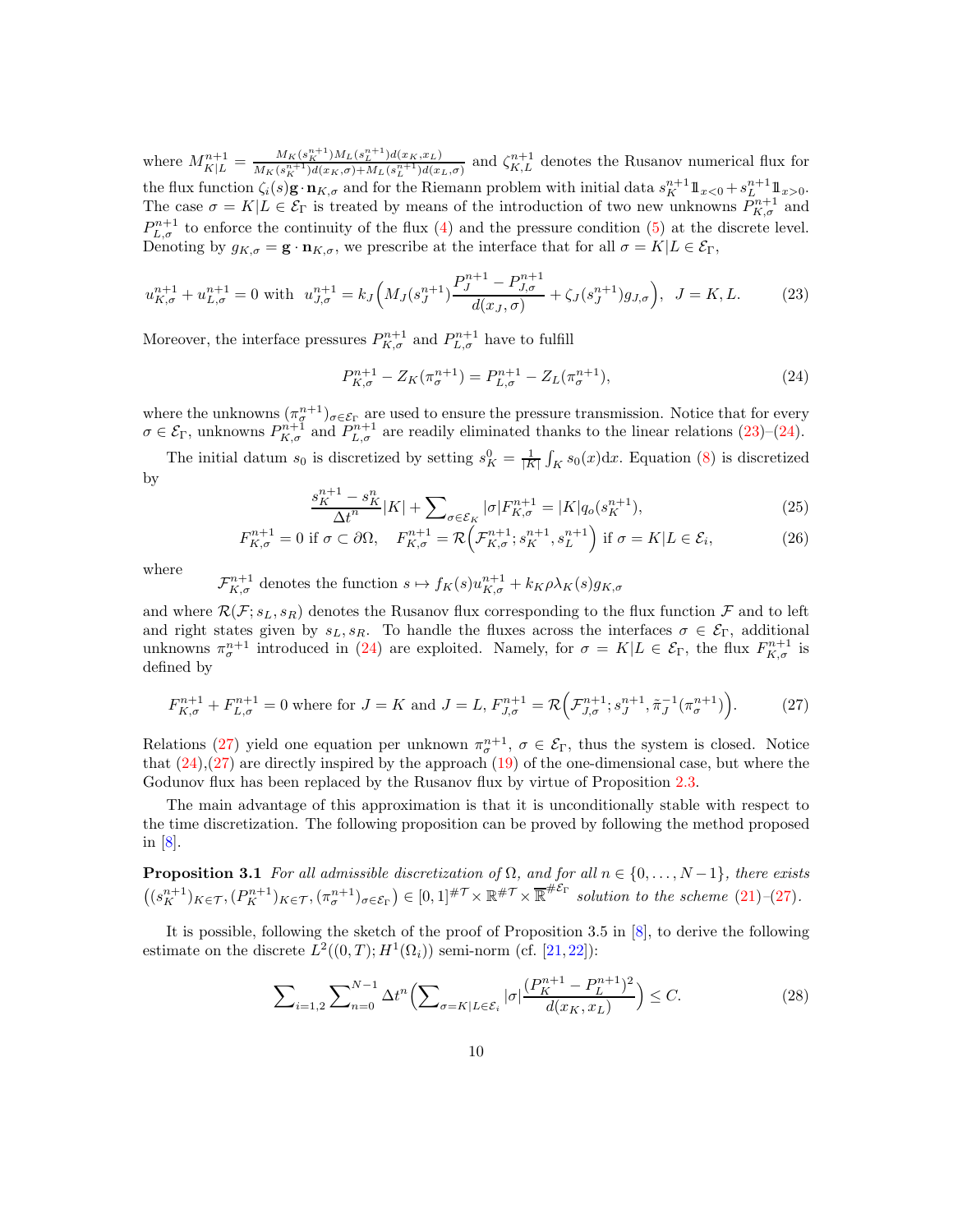where $M_{K|L}^{n+1} = \frac{M_K(s_K^{n+1})M_L(s_L^{n+1})d(x_K,x_L)}{M_K(s_K^{n+1})d(x_K,\sigma)+M_L(s_L^{n+1})d(x_L,\sigma)}$ and $\zeta_{K,L}^{n+1}$ denotes the Rusanov numerical flux for the flux function $\zeta_i(s)\mathbf{g}\cdot\mathbf{n}_{K,\sigma}$ and for the Riemann problem with initial data $s_K^{n+1}\mathbb{1}_{x<0}+s_L^{n+1}\mathbb{1}_{x>0}$. The case $\sigma = K|L \in \mathcal{E}_\Gamma$ is treated by means of the introduction of two new unknowns $P_{K,\sigma}^{n+1}$ and $P_{L,\sigma}^{n+1}$ to enforce the continuity of the flux (4) and the pressure condition (5) at the discrete level. Denoting by $g_{K,\sigma} = \mathbf{g}\cdot\mathbf{n}_{K,\sigma}$, we prescribe at the interface that for all $\sigma = K|L \in \mathcal{E}_\Gamma$,

$$
u_{K,\sigma}^{n+1} + u_{L,\sigma}^{n+1} = 0 \text{ with } \; u_{J,\sigma}^{n+1} = k_J\Big(M_J(s_J^{n+1})\frac{P_J^{n+1}-P_{J,\sigma}^{n+1}}{d(x_J,\sigma)} + \zeta_J(s_J^{n+1})g_{J,\sigma}\Big), \;\; J=K,L. \tag{23}
$$

Moreover, the interface pressures $P_{K,\sigma}^{n+1}$ and $P_{L,\sigma}^{n+1}$ have to fulfill

$$
P_{K,\sigma}^{n+1} - Z_K(\pi_\sigma^{n+1}) = P_{L,\sigma}^{n+1} - Z_L(\pi_\sigma^{n+1}), \tag{24}
$$

where the unknowns $(\pi_\sigma^{n+1})_{\sigma\in\mathcal{E}_\Gamma}$ are used to ensure the pressure transmission. Notice that for every $\sigma\in\mathcal{E}_\Gamma$, unknowns $P_{K,\sigma}^{n+1}$ and $P_{L,\sigma}^{n+1}$ are readily eliminated thanks to the linear relations (23)–(24).

The initial datum $s_0$ is discretized by setting $s_K^0 = \frac{1}{|K|}\int_K s_0(x)\mathrm{d}x$. Equation (8) is discretized by

$$
\frac{s_K^{n+1}-s_K^n}{\Delta t^n}|K| + \sum\nolimits_{\sigma\in\mathcal{E}_K}|\sigma|F_{K,\sigma}^{n+1} = |K|q_o(s_K^{n+1}), \tag{25}
$$

$$
F_{K,\sigma}^{n+1} = 0 \text{ if } \sigma\subset\partial\Omega, \quad F_{K,\sigma}^{n+1} = \mathcal{R}\Big(\mathcal{F}_{K,\sigma}^{n+1}; s_K^{n+1}, s_L^{n+1}\Big) \text{ if } \sigma = K|L\in\mathcal{E}_i, \tag{26}
$$

where

$\mathcal{F}_{K,\sigma}^{n+1}$ denotes the function $s\mapsto f_K(s)u_{K,\sigma}^{n+1} + k_K\rho\lambda_K(s)g_{K,\sigma}$

and where $\mathcal{R}(\mathcal{F}; s_L, s_R)$ denotes the Rusanov flux corresponding to the flux function $\mathcal{F}$ and to left and right states given by $s_L, s_R$. To handle the fluxes across the interfaces $\sigma\in\mathcal{E}_\Gamma$, additional unknowns $\pi_\sigma^{n+1}$ introduced in (24) are exploited. Namely, for $\sigma = K|L\in\mathcal{E}_\Gamma$, the flux $F_{K,\sigma}^{n+1}$ is defined by

$$
F_{K,\sigma}^{n+1} + F_{L,\sigma}^{n+1} = 0 \text{ where for } J=K \text{ and } J=L,\, F_{J,\sigma}^{n+1} = \mathcal{R}\Big(\mathcal{F}_{J,\sigma}^{n+1}; s_J^{n+1}, \tilde{\pi}_J^{-1}(\pi_\sigma^{n+1})\Big). \tag{27}
$$

Relations (27) yield one equation per unknown $\pi_\sigma^{n+1}$, $\sigma\in\mathcal{E}_\Gamma$, thus the system is closed. Notice that (24),(27) are directly inspired by the approach (19) of the one-dimensional case, but where the Godunov flux has been replaced by the Rusanov flux by virtue of Proposition 2.3.

The main advantage of this approximation is that it is unconditionally stable with respect to the time discretization. The following proposition can be proved by following the method proposed in [8].

**Proposition 3.1** *For all admissible discretization of $\Omega$, and for all $n\in\{0,\dots,N-1\}$, there exists $\big((s_K^{n+1})_{K\in\mathcal{T}}, (P_K^{n+1})_{K\in\mathcal{T}}, (\pi_\sigma^{n+1})_{\sigma\in\mathcal{E}_\Gamma}\big)\in[0,1]^{\#\mathcal{T}}\times\mathbb{R}^{\#\mathcal{T}}\times\overline{\mathbb{R}}^{\#\mathcal{E}_\Gamma}$ solution to the scheme (21)–(27).*

It is possible, following the sketch of the proof of Proposition 3.5 in [8], to derive the following estimate on the discrete $L^2((0,T);H^1(\Omega_i))$ semi-norm (cf. [21,22]):

$$
\sum\nolimits_{i=1,2}\sum\nolimits_{n=0}^{N-1}\Delta t^n\Big(\sum\nolimits_{\sigma=K|L\in\mathcal{E}_i}|\sigma|\frac{(P_K^{n+1}-P_L^{n+1})^2}{d(x_K,x_L)}\Big)\le C. \tag{28}
$$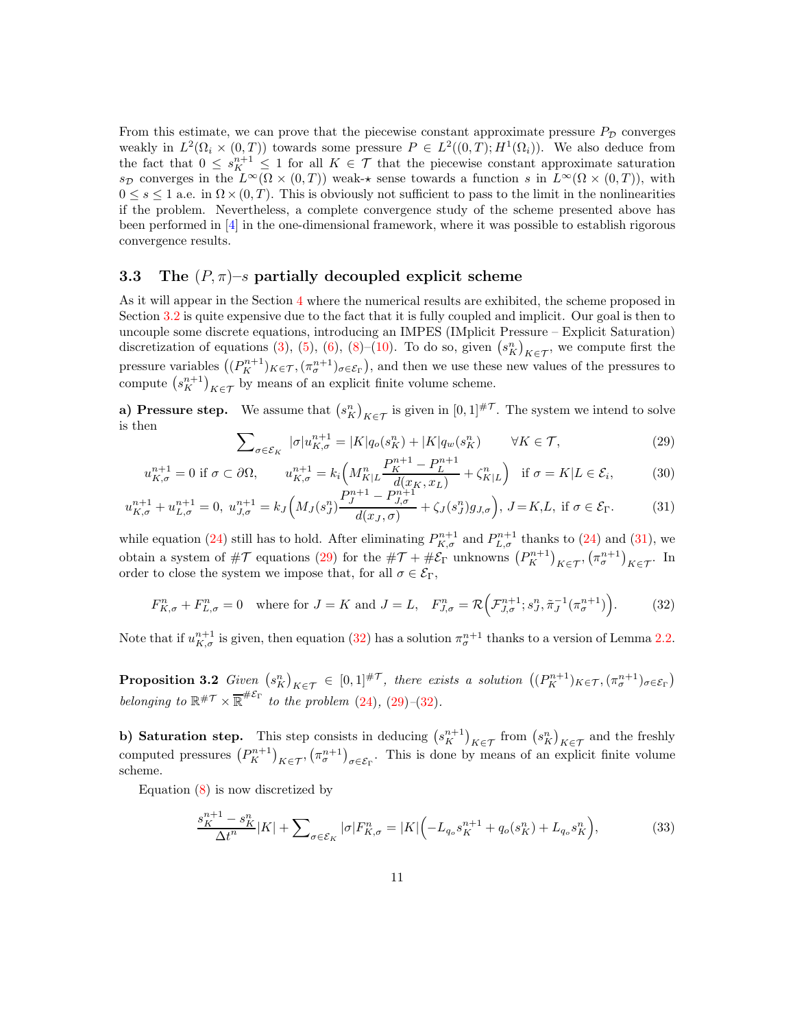From this estimate, we can prove that the piecewise constant approximate pressure $P_{\mathcal{D}}$ converges weakly in $L^2(\Omega_i \times (0,T))$ towards some pressure $P \in L^2((0,T); H^1(\Omega_i))$. We also deduce from the fact that $0 \le s_K^{n+1} \le 1$ for all $K \in \mathcal{T}$ that the piecewise constant approximate saturation $s_{\mathcal{D}}$ converges in the $L^\infty(\Omega \times (0,T))$ weak-$\star$ sense towards a function $s$ in $L^\infty(\Omega \times (0,T))$, with $0 \le s \le 1$ a.e. in $\Omega \times (0,T)$. This is obviously not sufficient to pass to the limit in the nonlinearities if the problem. Nevertheless, a complete convergence study of the scheme presented above has been performed in [4] in the one-dimensional framework, where it was possible to establish rigorous convergence results.

### 3.3 The $(P,\pi)$–$s$ partially decoupled explicit scheme

As it will appear in the Section 4 where the numerical results are exhibited, the scheme proposed in Section 3.2 is quite expensive due to the fact that it is fully coupled and implicit. Our goal is then to uncouple some discrete equations, introducing an IMPES (IMplicit Pressure – Explicit Saturation) discretization of equations (3), (5), (6), (8)–(10). To do so, given $\left(s_K^n\right)_{K\in\mathcal{T}}$, we compute first the pressure variables $\left((P_K^{n+1})_{K\in\mathcal{T}}, (\pi_\sigma^{n+1})_{\sigma\in\mathcal{E}_\Gamma}\right)$, and then we use these new values of the pressures to compute $\left(s_K^{n+1}\right)_{K\in\mathcal{T}}$ by means of an explicit finite volume scheme.

**a) Pressure step.** We assume that $\left(s_K^n\right)_{K\in\mathcal{T}}$ is given in $[0,1]^{\#\mathcal{T}}$. The system we intend to solve is then

$$\sum\nolimits_{\sigma\in\mathcal{E}_K} |\sigma| u_{K,\sigma}^{n+1} = |K| q_o(s_K^n) + |K| q_w(s_K^n) \qquad \forall K \in \mathcal{T}, \tag{29}$$

$$u_{K,\sigma}^{n+1} = 0 \text{ if } \sigma \subset \partial\Omega, \qquad u_{K,\sigma}^{n+1} = k_i\Big(M_{K|L}^n \frac{P_K^{n+1} - P_L^{n+1}}{d(x_K, x_L)} + \zeta_{K|L}^n\Big) \quad \text{if } \sigma = K|L \in \mathcal{E}_i, \tag{30}$$

$$u_{K,\sigma}^{n+1} + u_{L,\sigma}^{n+1} = 0,\ u_{J,\sigma}^{n+1} = k_J\Big(M_J(s_J^n)\frac{P_J^{n+1} - P_{J,\sigma}^{n+1}}{d(x_J,\sigma)} + \zeta_J(s_J^n) g_{J,\sigma}\Big),\ J = K,L, \text{ if } \sigma \in \mathcal{E}_\Gamma. \tag{31}$$

while equation (24) still has to hold. After eliminating $P_{K,\sigma}^{n+1}$ and $P_{L,\sigma}^{n+1}$ thanks to (24) and (31), we obtain a system of $\#\mathcal{T}$ equations (29) for the $\#\mathcal{T} + \#\mathcal{E}_\Gamma$ unknowns $\left(P_K^{n+1}\right)_{K\in\mathcal{T}}, \left(\pi_\sigma^{n+1}\right)_{K\in\mathcal{T}}$. In order to close the system we impose that, for all $\sigma \in \mathcal{E}_\Gamma$,

$$F_{K,\sigma}^n + F_{L,\sigma}^n = 0 \quad \text{where for } J = K \text{ and } J = L, \quad F_{J,\sigma}^n = \mathcal{R}\Big(\mathcal{F}_{J,\sigma}^{n+1}; s_J^n, \tilde{\pi}_J^{-1}(\pi_\sigma^{n+1})\Big). \tag{32}$$

Note that if $u_{K,\sigma}^{n+1}$ is given, then equation (32) has a solution $\pi_\sigma^{n+1}$ thanks to a version of Lemma 2.2.

**Proposition 3.2** *Given $\left(s_K^n\right)_{K\in\mathcal{T}} \in [0,1]^{\#\mathcal{T}}$, there exists a solution $\left((P_K^{n+1})_{K\in\mathcal{T}}, (\pi_\sigma^{n+1})_{\sigma\in\mathcal{E}_\Gamma}\right)$ belonging to $\mathbb{R}^{\#\mathcal{T}} \times \overline{\mathbb{R}}^{\#\mathcal{E}_\Gamma}$ to the problem (24), (29)–(32).*

**b) Saturation step.** This step consists in deducing $\left(s_K^{n+1}\right)_{K\in\mathcal{T}}$ from $\left(s_K^n\right)_{K\in\mathcal{T}}$ and the freshly computed pressures $\left(P_K^{n+1}\right)_{K\in\mathcal{T}}, \left(\pi_\sigma^{n+1}\right)_{\sigma\in\mathcal{E}_\Gamma}$. This is done by means of an explicit finite volume scheme.

Equation (8) is now discretized by

$$\frac{s_K^{n+1} - s_K^n}{\Delta t^n}|K| + \sum\nolimits_{\sigma\in\mathcal{E}_K} |\sigma| F_{K,\sigma}^n = |K|\Big(-L_{q_o} s_K^{n+1} + q_o(s_K^n) + L_{q_o} s_K^n\Big), \tag{33}$$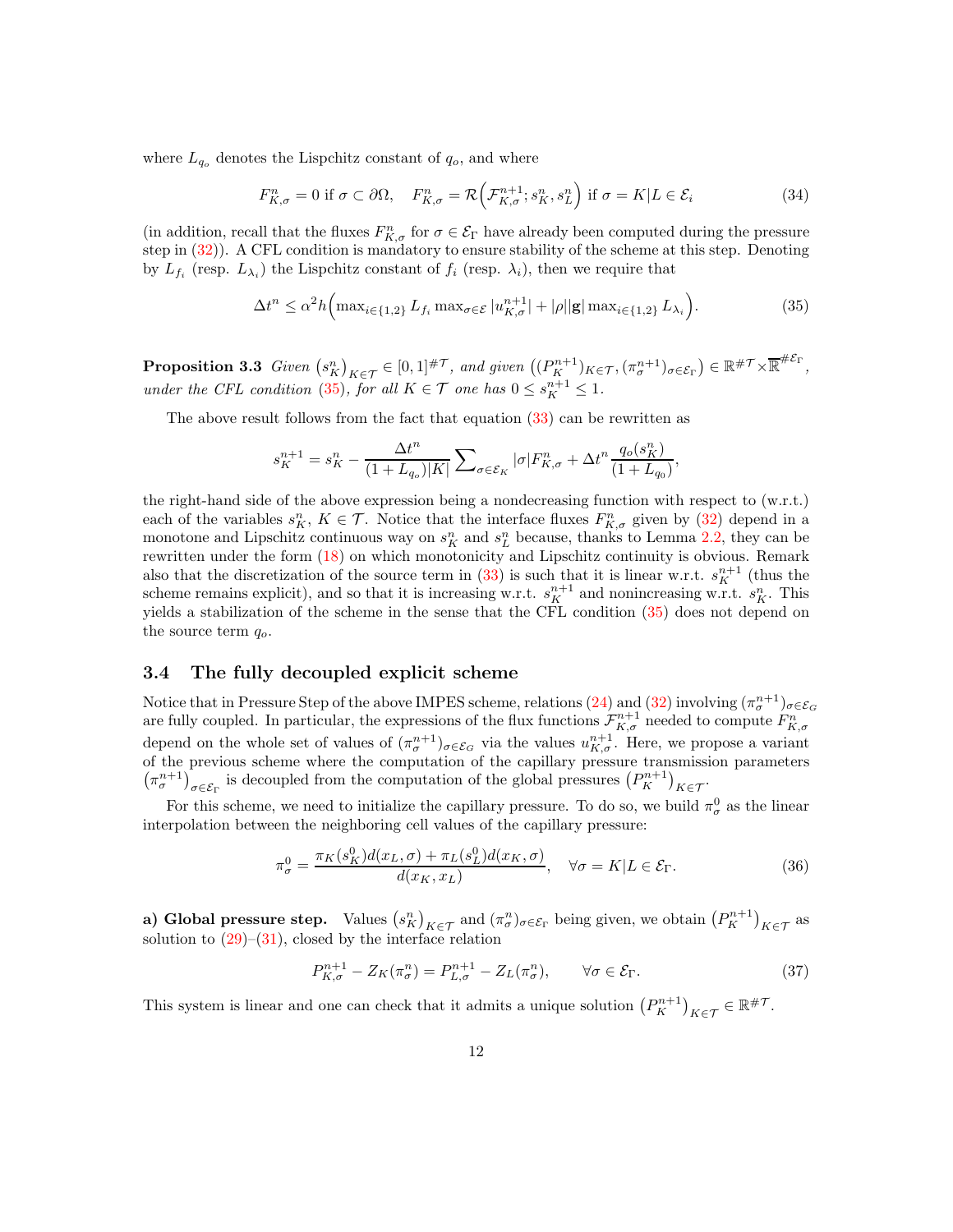where $L_{q_o}$ denotes the Lispchitz constant of $q_o$, and where

$$F^n_{K,\sigma} = 0 \text{ if } \sigma \subset \partial\Omega, \quad F^n_{K,\sigma} = \mathcal{R}\Big(\mathcal{F}^{n+1}_{K,\sigma}; s^n_K, s^n_L\Big) \text{ if } \sigma = K|L \in \mathcal{E}_i \tag{34}$$

(in addition, recall that the fluxes $F^n_{K,\sigma}$ for $\sigma \in \mathcal{E}_\Gamma$ have already been computed during the pressure step in (32)). A CFL condition is mandatory to ensure stability of the scheme at this step. Denoting by $L_{f_i}$ (resp. $L_{\lambda_i}$) the Lispchitz constant of $f_i$ (resp. $\lambda_i$), then we require that

$$\Delta t^n \le \alpha^2 h \Big( \max_{i\in\{1,2\}} L_{f_i} \max_{\sigma\in\mathcal{E}} |u^{n+1}_{K,\sigma}| + |\rho||\mathbf{g}| \max_{i\in\{1,2\}} L_{\lambda_i} \Big). \tag{35}$$

**Proposition 3.3** *Given $\left(s^n_K\right)_{K\in\mathcal{T}} \in [0,1]^{\#\mathcal{T}}$, and given $\left((P^{n+1}_K)_{K\in\mathcal{T}}, (\pi^{n+1}_\sigma)_{\sigma\in\mathcal{E}_\Gamma}\right) \in \mathbb{R}^{\#\mathcal{T}} \times \overline{\mathbb{R}}^{\#\mathcal{E}_\Gamma}$, under the CFL condition (35), for all $K \in \mathcal{T}$ one has $0 \le s^{n+1}_K \le 1$.*

The above result follows from the fact that equation (33) can be rewritten as

$$s^{n+1}_K = s^n_K - \frac{\Delta t^n}{(1+L_{q_o})|K|} \sum_{\sigma\in\mathcal{E}_K} |\sigma| F^n_{K,\sigma} + \Delta t^n \frac{q_o(s^n_K)}{(1+L_{q_0})},$$

the right-hand side of the above expression being a nondecreasing function with respect to (w.r.t.) each of the variables $s^n_K$, $K \in \mathcal{T}$. Notice that the interface fluxes $F^n_{K,\sigma}$ given by (32) depend in a monotone and Lipschitz continuous way on $s^n_K$ and $s^n_L$ because, thanks to Lemma 2.2, they can be rewritten under the form (18) on which monotonicity and Lipschitz continuity is obvious. Remark also that the discretization of the source term in (33) is such that it is linear w.r.t. $s^{n+1}_K$ (thus the scheme remains explicit), and so that it is increasing w.r.t. $s^{n+1}_K$ and nonincreasing w.r.t. $s^n_K$. This yields a stabilization of the scheme in the sense that the CFL condition (35) does not depend on the source term $q_o$.

### 3.4 The fully decoupled explicit scheme

Notice that in Pressure Step of the above IMPES scheme, relations (24) and (32) involving $(\pi^{n+1}_\sigma)_{\sigma\in\mathcal{E}_G}$ are fully coupled. In particular, the expressions of the flux functions $\mathcal{F}^{n+1}_{K,\sigma}$ needed to compute $F^n_{K,\sigma}$ depend on the whole set of values of $(\pi^{n+1}_\sigma)_{\sigma\in\mathcal{E}_G}$ via the values $u^{n+1}_{K,\sigma}$. Here, we propose a variant of the previous scheme where the computation of the capillary pressure transmission parameters $\left(\pi^{n+1}_\sigma\right)_{\sigma\in\mathcal{E}_\Gamma}$ is decoupled from the computation of the global pressures $\left(P^{n+1}_K\right)_{K\in\mathcal{T}}$.

For this scheme, we need to initialize the capillary pressure. To do so, we build $\pi^0_\sigma$ as the linear interpolation between the neighboring cell values of the capillary pressure:

$$\pi^0_\sigma = \frac{\pi_K(s^0_K) d(x_L,\sigma) + \pi_L(s^0_L) d(x_K,\sigma)}{d(x_K,x_L)}, \quad \forall \sigma = K|L \in \mathcal{E}_\Gamma. \tag{36}$$

**a) Global pressure step.** Values $\left(s^n_K\right)_{K\in\mathcal{T}}$ and $(\pi^n_\sigma)_{\sigma\in\mathcal{E}_\Gamma}$ being given, we obtain $\left(P^{n+1}_K\right)_{K\in\mathcal{T}}$ as solution to (29)–(31), closed by the interface relation

$$P^{n+1}_{K,\sigma} - Z_K(\pi^n_\sigma) = P^{n+1}_{L,\sigma} - Z_L(\pi^n_\sigma), \qquad \forall \sigma \in \mathcal{E}_\Gamma. \tag{37}$$

This system is linear and one can check that it admits a unique solution $\left(P^{n+1}_K\right)_{K\in\mathcal{T}} \in \mathbb{R}^{\#\mathcal{T}}$.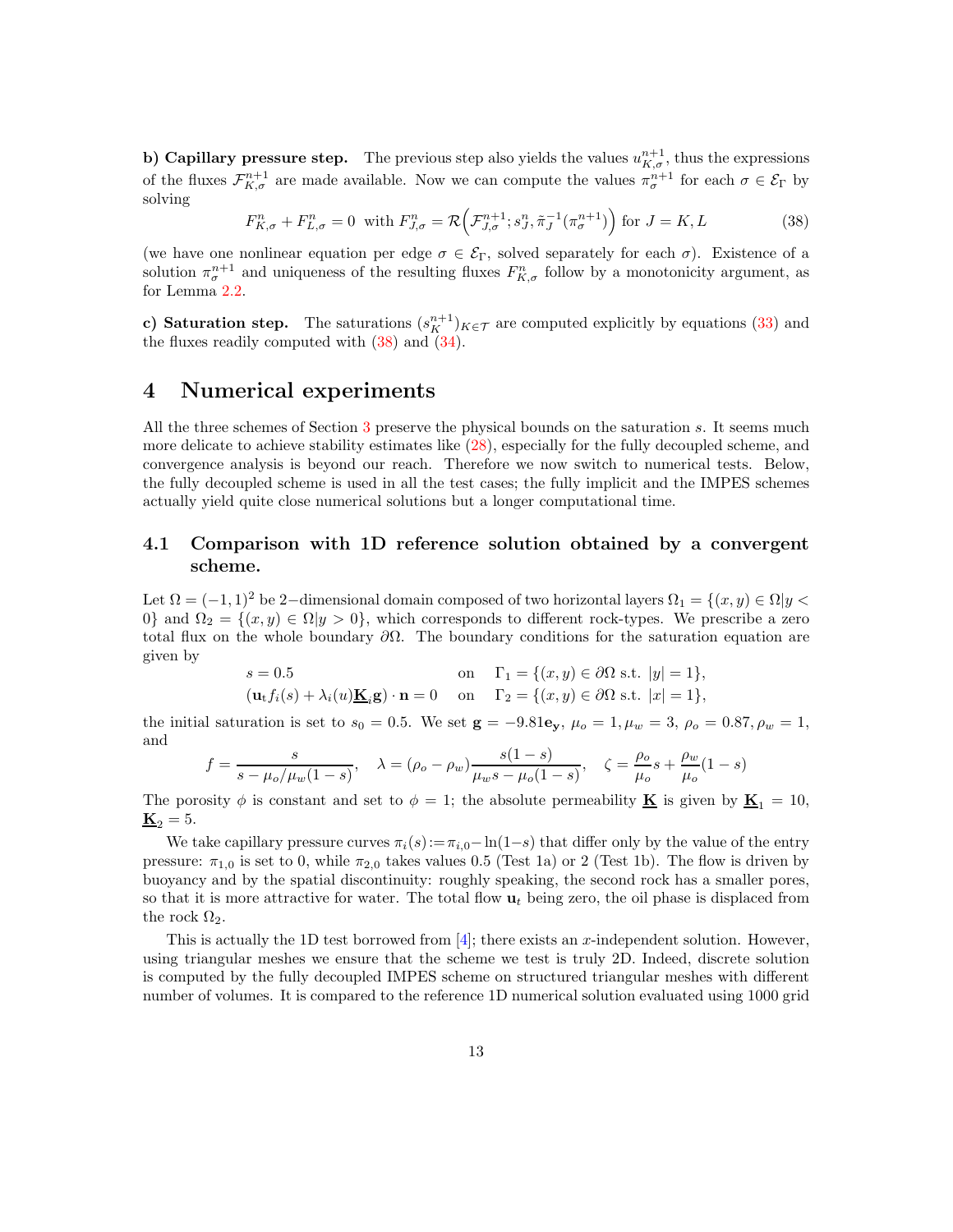**b) Capillary pressure step.** The previous step also yields the values $u_{K,\sigma}^{n+1}$, thus the expressions of the fluxes $\mathcal{F}_{K,\sigma}^{n+1}$ are made available. Now we can compute the values $\pi_\sigma^{n+1}$ for each $\sigma \in \mathcal{E}_\Gamma$ by solving

$$F_{K,\sigma}^n + F_{L,\sigma}^n = 0 \text{ with } F_{J,\sigma}^n = \mathcal{R}\Big(\mathcal{F}_{J,\sigma}^{n+1}; s_J^n, \tilde{\pi}_J^{-1}(\pi_\sigma^{n+1})\Big) \text{ for } J = K, L \tag{38}$$

(we have one nonlinear equation per edge $\sigma \in \mathcal{E}_\Gamma$, solved separately for each $\sigma$). Existence of a solution $\pi_\sigma^{n+1}$ and uniqueness of the resulting fluxes $F_{K,\sigma}^n$ follow by a monotonicity argument, as for Lemma 2.2.

**c) Saturation step.** The saturations $(s_K^{n+1})_{K\in\mathcal{T}}$ are computed explicitly by equations (33) and the fluxes readily computed with (38) and (34).

# 4 Numerical experiments

All the three schemes of Section 3 preserve the physical bounds on the saturation $s$. It seems much more delicate to achieve stability estimates like (28), especially for the fully decoupled scheme, and convergence analysis is beyond our reach. Therefore we now switch to numerical tests. Below, the fully decoupled scheme is used in all the test cases; the fully implicit and the IMPES schemes actually yield quite close numerical solutions but a longer computational time.

## 4.1 Comparison with 1D reference solution obtained by a convergent scheme.

Let $\Omega = (-1,1)^2$ be 2−dimensional domain composed of two horizontal layers $\Omega_1 = \{(x,y) \in \Omega | y < 0\}$ and $\Omega_2 = \{(x,y) \in \Omega | y > 0\}$, which corresponds to different rock-types. We prescribe a zero total flux on the whole boundary $\partial\Omega$. The boundary conditions for the saturation equation are given by

$$\begin{aligned}
&s = 0.5 && \text{on} \quad \Gamma_1 = \{(x,y) \in \partial\Omega \text{ s.t. } |y| = 1\}, \\
&(\mathbf{u}_t f_i(s) + \lambda_i(u)\underline{\mathbf{K}}_i \mathbf{g}) \cdot \mathbf{n} = 0 && \text{on} \quad \Gamma_2 = \{(x,y) \in \partial\Omega \text{ s.t. } |x| = 1\},
\end{aligned}$$

the initial saturation is set to $s_0 = 0.5$. We set $\mathbf{g} = -9.81\mathbf{e_y}$, $\mu_o = 1, \mu_w = 3$, $\rho_o = 0.87, \rho_w = 1$, and

$$f = \frac{s}{s - \mu_o/\mu_w(1-s)}, \quad \lambda = (\rho_o - \rho_w)\frac{s(1-s)}{\mu_w s - \mu_o(1-s)}, \quad \zeta = \frac{\rho_o}{\mu_o}s + \frac{\rho_w}{\mu_o}(1-s)$$

The porosity $\phi$ is constant and set to $\phi = 1$; the absolute permeability $\underline{\mathbf{K}}$ is given by $\underline{\mathbf{K}}_1 = 10$, $\underline{\mathbf{K}}_2 = 5$.

We take capillary pressure curves $\pi_i(s) := \pi_{i,0} - \ln(1-s)$ that differ only by the value of the entry pressure: $\pi_{1,0}$ is set to 0, while $\pi_{2,0}$ takes values 0.5 (Test 1a) or 2 (Test 1b). The flow is driven by buoyancy and by the spatial discontinuity: roughly speaking, the second rock has a smaller pores, so that it is more attractive for water. The total flow $\mathbf{u}_t$ being zero, the oil phase is displaced from the rock $\Omega_2$.

This is actually the 1D test borrowed from [4]; there exists an $x$-independent solution. However, using triangular meshes we ensure that the scheme we test is truly 2D. Indeed, discrete solution is computed by the fully decoupled IMPES scheme on structured triangular meshes with different number of volumes. It is compared to the reference 1D numerical solution evaluated using 1000 grid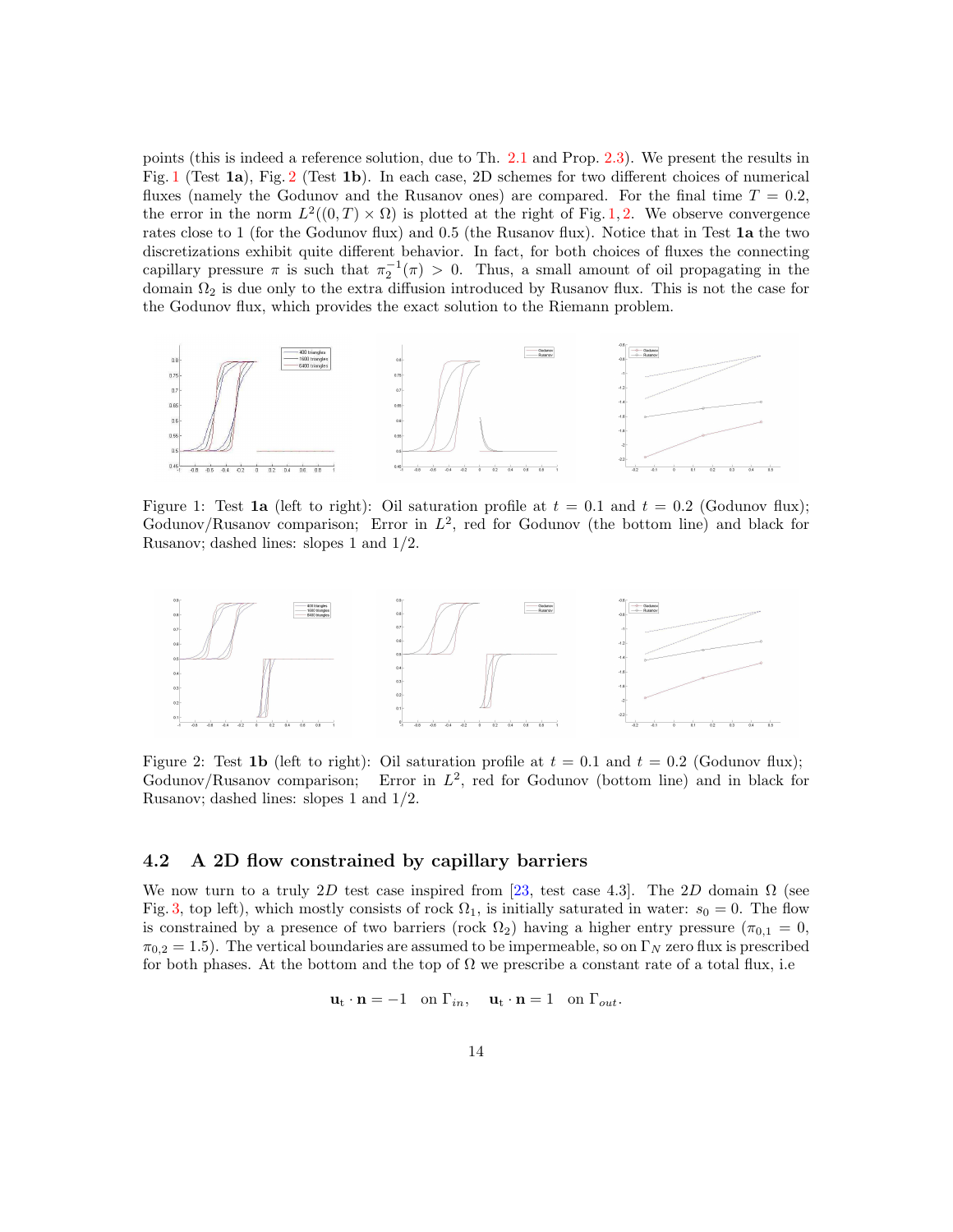points (this is indeed a reference solution, due to Th. 2.1 and Prop. 2.3). We present the results in Fig. 1 (Test **1a**), Fig. 2 (Test **1b**). In each case, 2D schemes for two different choices of numerical fluxes (namely the Godunov and the Rusanov ones) are compared. For the final time $T = 0.2$, the error in the norm $L^2((0,T) \times \Omega)$ is plotted at the right of Fig. 1, 2. We observe convergence rates close to 1 (for the Godunov flux) and 0.5 (the Rusanov flux). Notice that in Test **1a** the two discretizations exhibit quite different behavior. In fact, for both choices of fluxes the connecting capillary pressure $\pi$ is such that $\pi_2^{-1}(\pi) > 0$. Thus, a small amount of oil propagating in the domain $\Omega_2$ is due only to the extra diffusion introduced by Rusanov flux. This is not the case for the Godunov flux, which provides the exact solution to the Riemann problem.

Figure 1: Test **1a** (left to right): Oil saturation profile at $t = 0.1$ and $t = 0.2$ (Godunov flux); Godunov/Rusanov comparison; Error in $L^2$, red for Godunov (the bottom line) and black for Rusanov; dashed lines: slopes 1 and 1/2.

Figure 2: Test **1b** (left to right): Oil saturation profile at $t = 0.1$ and $t = 0.2$ (Godunov flux); Godunov/Rusanov comparison; Error in $L^2$, red for Godunov (bottom line) and in black for Rusanov; dashed lines: slopes 1 and 1/2.

## 4.2 A 2D flow constrained by capillary barriers

We now turn to a truly $2D$ test case inspired from [23, test case 4.3]. The $2D$ domain $\Omega$ (see Fig. 3, top left), which mostly consists of rock $\Omega_1$, is initially saturated in water: $s_0 = 0$. The flow is constrained by a presence of two barriers (rock $\Omega_2$) having a higher entry pressure ($\pi_{0,1} = 0$, $\pi_{0,2} = 1.5$). The vertical boundaries are assumed to be impermeable, so on $\Gamma_N$ zero flux is prescribed for both phases. At the bottom and the top of $\Omega$ we prescribe a constant rate of a total flux, i.e

$$\mathbf{u}_t \cdot \mathbf{n} = -1 \quad \text{on } \Gamma_{in}, \qquad \mathbf{u}_t \cdot \mathbf{n} = 1 \quad \text{on } \Gamma_{out}.$$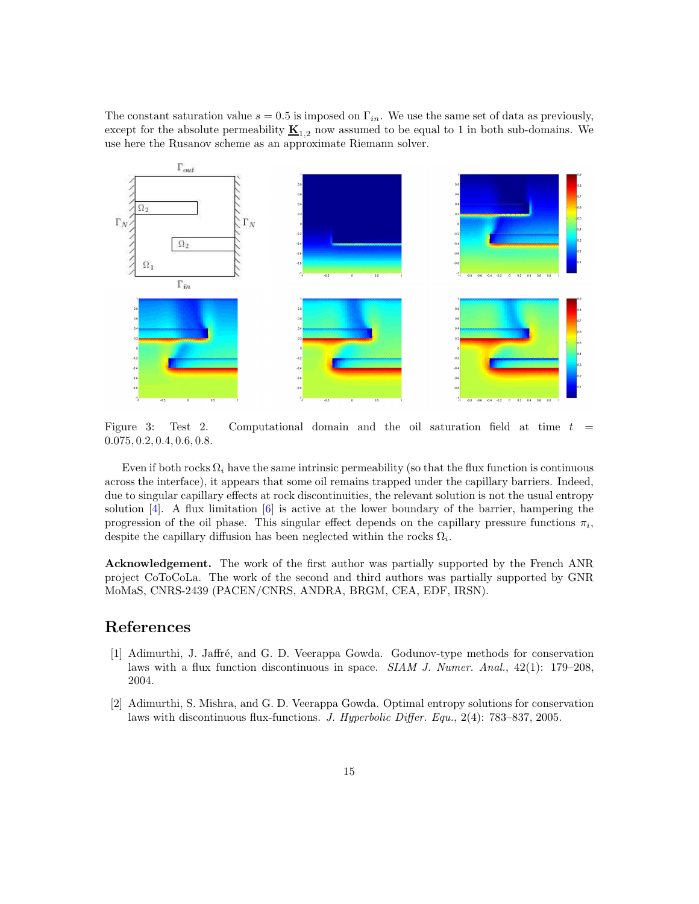The constant saturation value $s = 0.5$ is imposed on $\Gamma_{in}$. We use the same set of data as previously, except for the absolute permeability $\underline{\mathbf{K}}_{1,2}$ now assumed to be equal to 1 in both sub-domains. We use here the Rusanov scheme as an approximate Riemann solver.

Figure 3: Test 2. Computational domain and the oil saturation field at time $t = 0.075, 0.2, 0.4, 0.6, 0.8$.

Even if both rocks $\Omega_i$ have the same intrinsic permeability (so that the flux function is continuous across the interface), it appears that some oil remains trapped under the capillary barriers. Indeed, due to singular capillary effects at rock discontinuities, the relevant solution is not the usual entropy solution [4]. A flux limitation [6] is active at the lower boundary of the barrier, hampering the progression of the oil phase. This singular effect depends on the capillary pressure functions $\pi_i$, despite the capillary diffusion has been neglected within the rocks $\Omega_i$.

**Acknowledgement.** The work of the first author was partially supported by the French ANR project CoToCoLa. The work of the second and third authors was partially supported by GNR MoMaS, CNRS-2439 (PACEN/CNRS, ANDRA, BRGM, CEA, EDF, IRSN).

# References

[1] Adimurthi, J. Jaffré, and G. D. Veerappa Gowda. Godunov-type methods for conservation laws with a flux function discontinuous in space. *SIAM J. Numer. Anal.*, 42(1): 179–208, 2004.

[2] Adimurthi, S. Mishra, and G. D. Veerappa Gowda. Optimal entropy solutions for conservation laws with discontinuous flux-functions. *J. Hyperbolic Differ. Equ.*, 2(4): 783–837, 2005.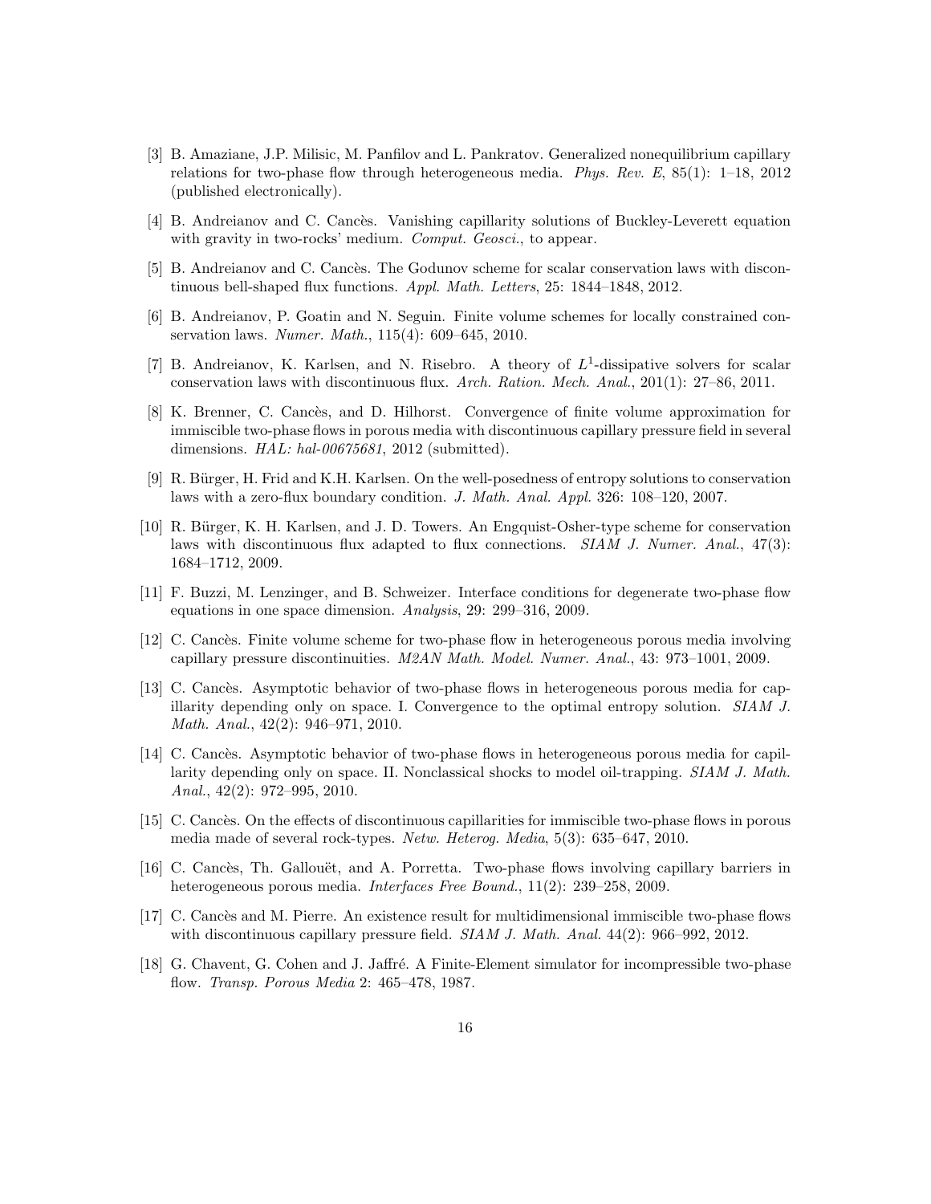[3] B. Amaziane, J.P. Milisic, M. Panfilov and L. Pankratov. Generalized nonequilibrium capillary relations for two-phase flow through heterogeneous media. *Phys. Rev. E*, 85(1): 1–18, 2012 (published electronically).

[4] B. Andreianov and C. Cancès. Vanishing capillarity solutions of Buckley-Leverett equation with gravity in two-rocks' medium. *Comput. Geosci.*, to appear.

[5] B. Andreianov and C. Cancès. The Godunov scheme for scalar conservation laws with discontinuous bell-shaped flux functions. *Appl. Math. Letters*, 25: 1844–1848, 2012.

[6] B. Andreianov, P. Goatin and N. Seguin. Finite volume schemes for locally constrained conservation laws. *Numer. Math.*, 115(4): 609–645, 2010.

[7] B. Andreianov, K. Karlsen, and N. Risebro. A theory of $L^1$-dissipative solvers for scalar conservation laws with discontinuous flux. *Arch. Ration. Mech. Anal.*, 201(1): 27–86, 2011.

[8] K. Brenner, C. Cancès, and D. Hilhorst. Convergence of finite volume approximation for immiscible two-phase flows in porous media with discontinuous capillary pressure field in several dimensions. *HAL: hal-00675681*, 2012 (submitted).

[9] R. Bürger, H. Frid and K.H. Karlsen. On the well-posedness of entropy solutions to conservation laws with a zero-flux boundary condition. *J. Math. Anal. Appl.* 326: 108–120, 2007.

[10] R. Bürger, K. H. Karlsen, and J. D. Towers. An Engquist-Osher-type scheme for conservation laws with discontinuous flux adapted to flux connections. *SIAM J. Numer. Anal.*, 47(3): 1684–1712, 2009.

[11] F. Buzzi, M. Lenzinger, and B. Schweizer. Interface conditions for degenerate two-phase flow equations in one space dimension. *Analysis*, 29: 299–316, 2009.

[12] C. Cancès. Finite volume scheme for two-phase flow in heterogeneous porous media involving capillary pressure discontinuities. *M2AN Math. Model. Numer. Anal.*, 43: 973–1001, 2009.

[13] C. Cancès. Asymptotic behavior of two-phase flows in heterogeneous porous media for capillarity depending only on space. I. Convergence to the optimal entropy solution. *SIAM J. Math. Anal.*, 42(2): 946–971, 2010.

[14] C. Cancès. Asymptotic behavior of two-phase flows in heterogeneous porous media for capillarity depending only on space. II. Nonclassical shocks to model oil-trapping. *SIAM J. Math. Anal.*, 42(2): 972–995, 2010.

[15] C. Cancès. On the effects of discontinuous capillarities for immiscible two-phase flows in porous media made of several rock-types. *Netw. Heterog. Media*, 5(3): 635–647, 2010.

[16] C. Cancès, Th. Gallouët, and A. Porretta. Two-phase flows involving capillary barriers in heterogeneous porous media. *Interfaces Free Bound.*, 11(2): 239–258, 2009.

[17] C. Cancès and M. Pierre. An existence result for multidimensional immiscible two-phase flows with discontinuous capillary pressure field. *SIAM J. Math. Anal.* 44(2): 966–992, 2012.

[18] G. Chavent, G. Cohen and J. Jaffré. A Finite-Element simulator for incompressible two-phase flow. *Transp. Porous Media* 2: 465–478, 1987.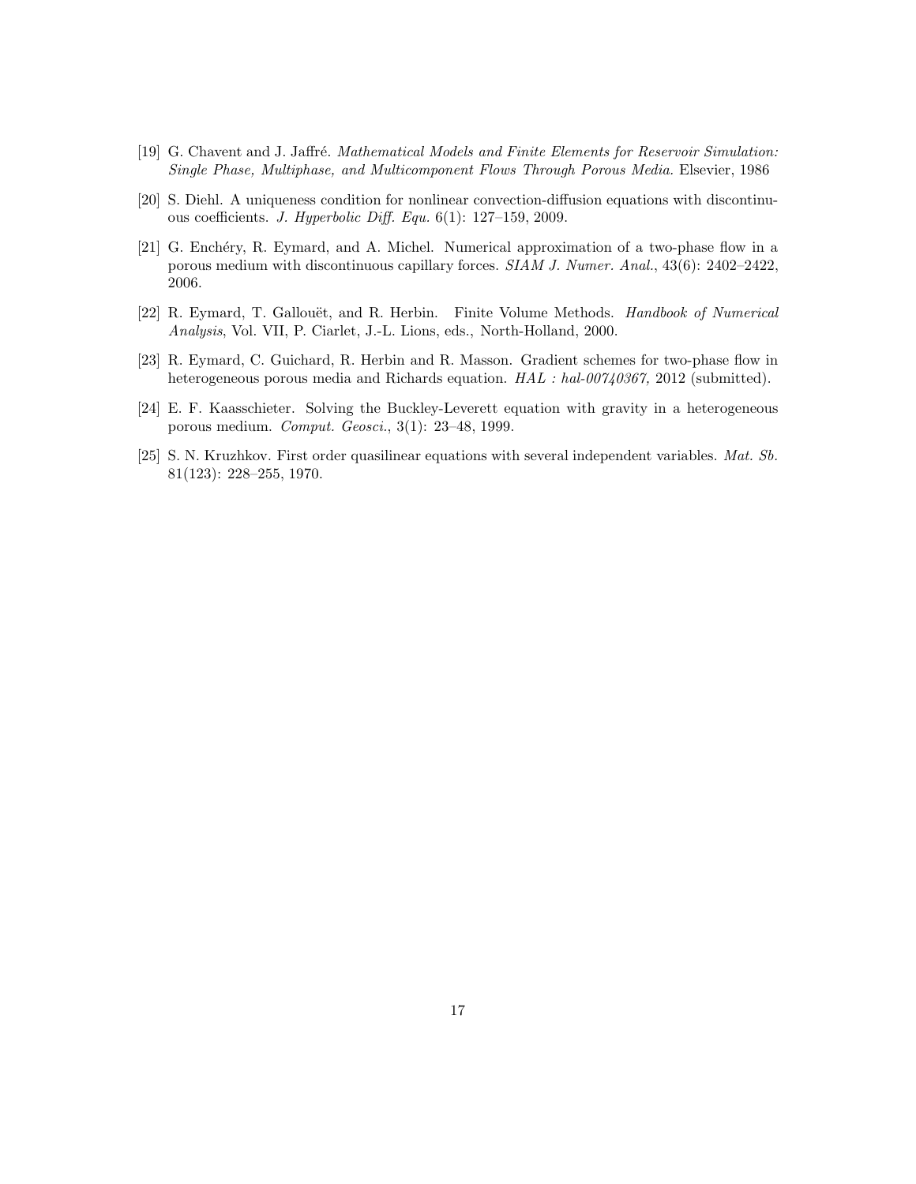[19] G. Chavent and J. Jaffré. *Mathematical Models and Finite Elements for Reservoir Simulation: Single Phase, Multiphase, and Multicomponent Flows Through Porous Media.* Elsevier, 1986

[20] S. Diehl. A uniqueness condition for nonlinear convection-diffusion equations with discontinuous coefficients. *J. Hyperbolic Diff. Equ.* 6(1): 127–159, 2009.

[21] G. Enchéry, R. Eymard, and A. Michel. Numerical approximation of a two-phase flow in a porous medium with discontinuous capillary forces. *SIAM J. Numer. Anal.*, 43(6): 2402–2422, 2006.

[22] R. Eymard, T. Gallouët, and R. Herbin. Finite Volume Methods. *Handbook of Numerical Analysis*, Vol. VII, P. Ciarlet, J.-L. Lions, eds., North-Holland, 2000.

[23] R. Eymard, C. Guichard, R. Herbin and R. Masson. Gradient schemes for two-phase flow in heterogeneous porous media and Richards equation. *HAL : hal-00740367,* 2012 (submitted).

[24] E. F. Kaasschieter. Solving the Buckley-Leverett equation with gravity in a heterogeneous porous medium. *Comput. Geosci.*, 3(1): 23–48, 1999.

[25] S. N. Kruzhkov. First order quasilinear equations with several independent variables. *Mat. Sb.* 81(123): 228–255, 1970.